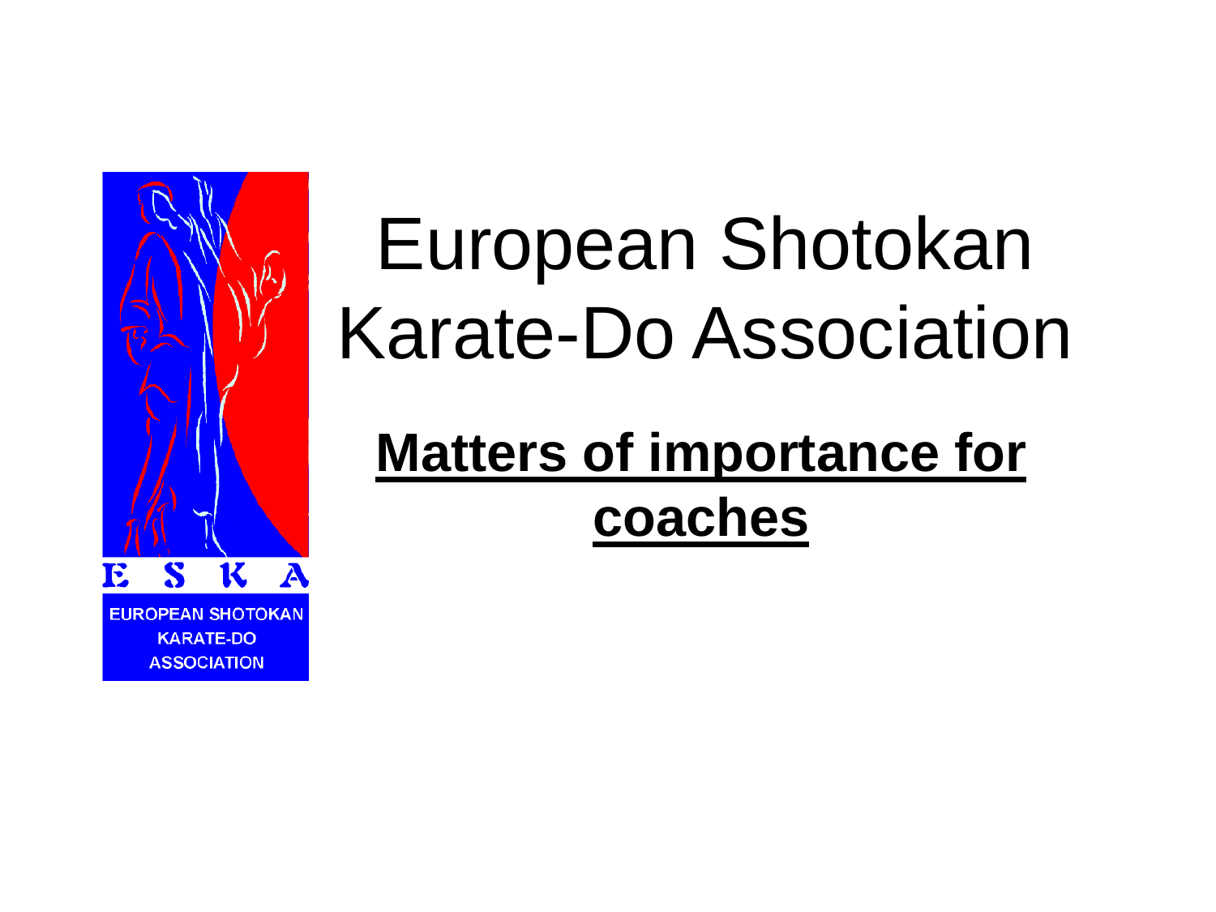# European Shotokan Karate-Do Association

## **Matters of importance for coaches**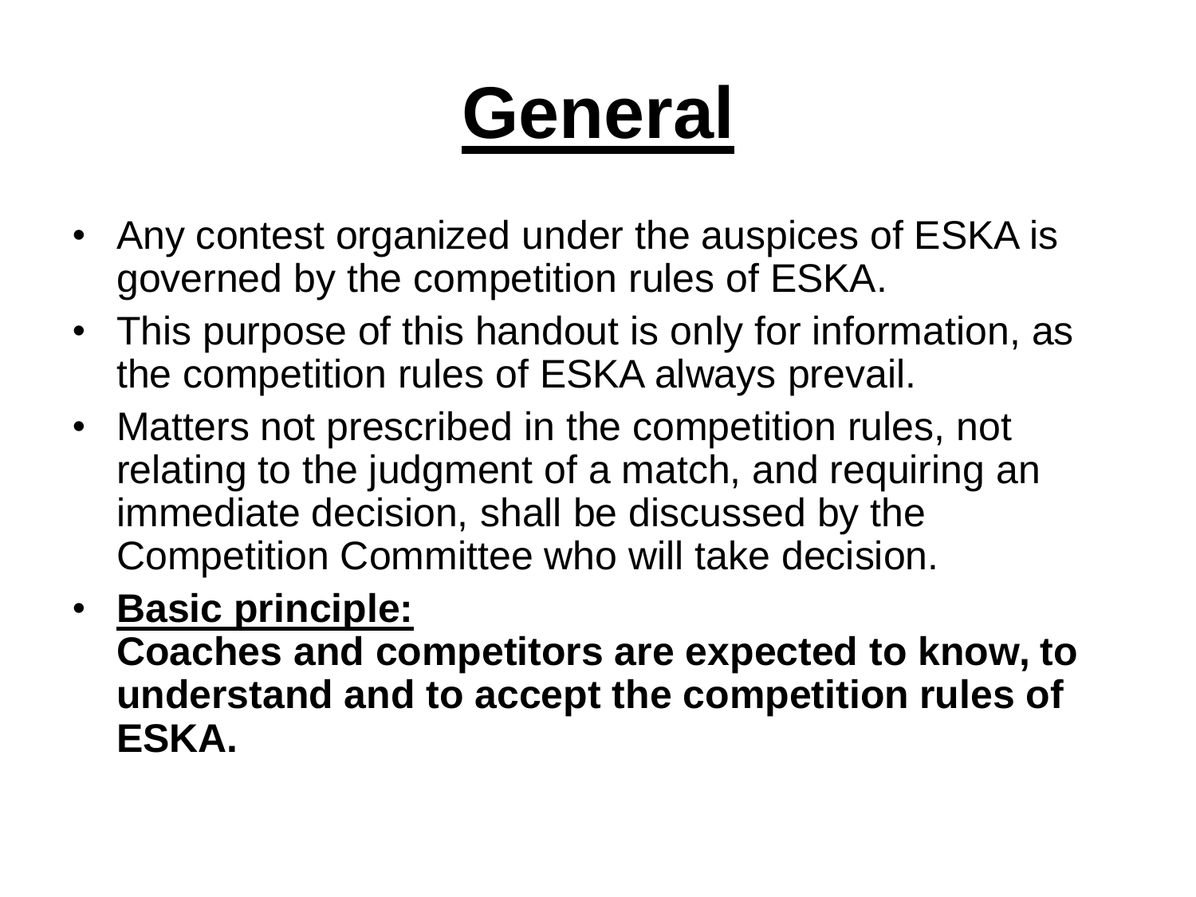# General

- Any contest organized under the auspices of ESKA is governed by the competition rules of ESKA.
- This purpose of this handout is only for information, as the competition rules of ESKA always prevail.
- Matters not prescribed in the competition rules, not relating to the judgment of a match, and requiring an immediate decision, shall be discussed by the Competition Committee who will take decision.
- **Basic principle:**
  **Coaches and competitors are expected to know, to understand and to accept the competition rules of ESKA.**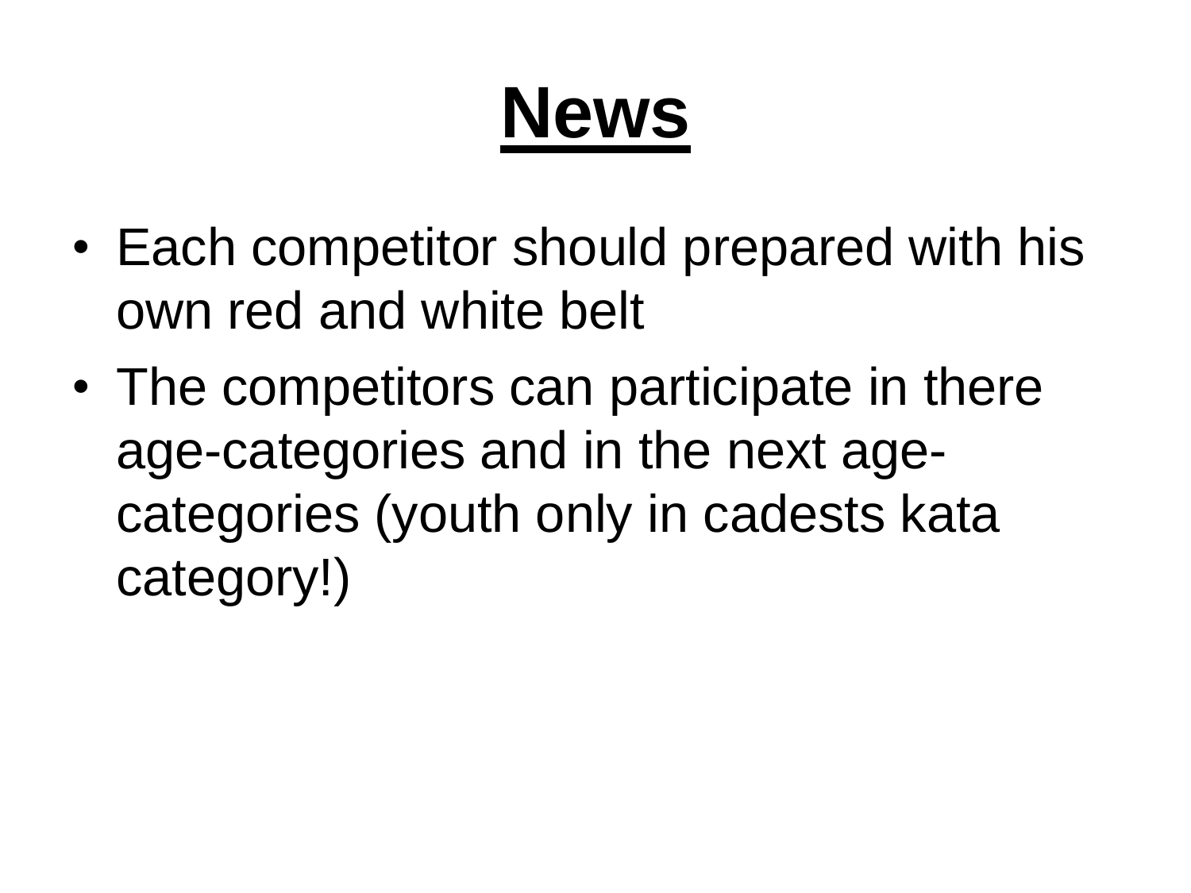# **News**

- Each competitor should prepared with his own red and white belt
- The competitors can participate in there age-categories and in the next age-categories (youth only in cadests kata category!)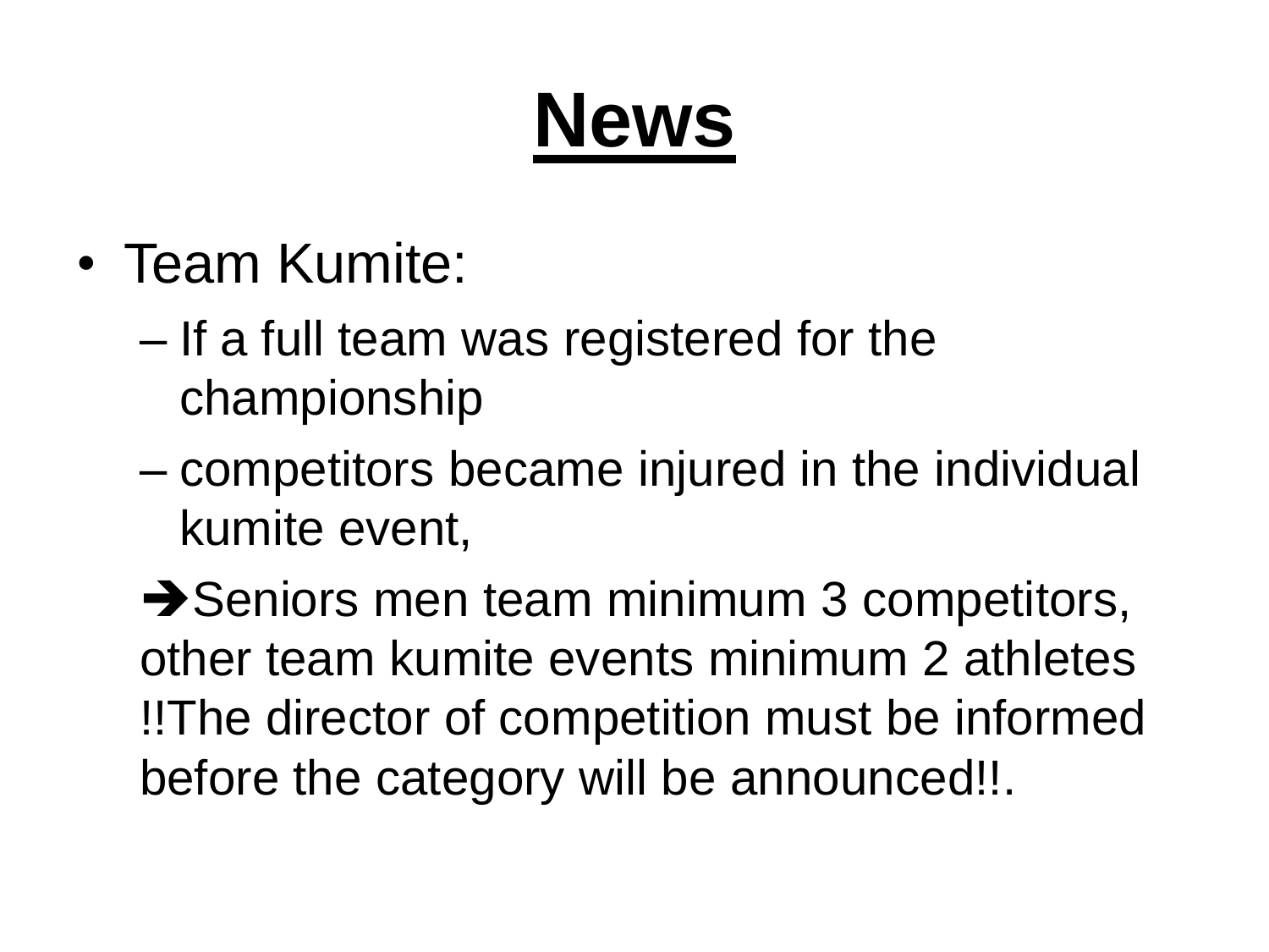# News

- Team Kumite:
  - If a full team was registered for the championship
  - competitors became injured in the individual kumite event,

  ➔Seniors men team minimum 3 competitors, other team kumite events minimum 2 athletes !!The director of competition must be informed before the category will be announced!!.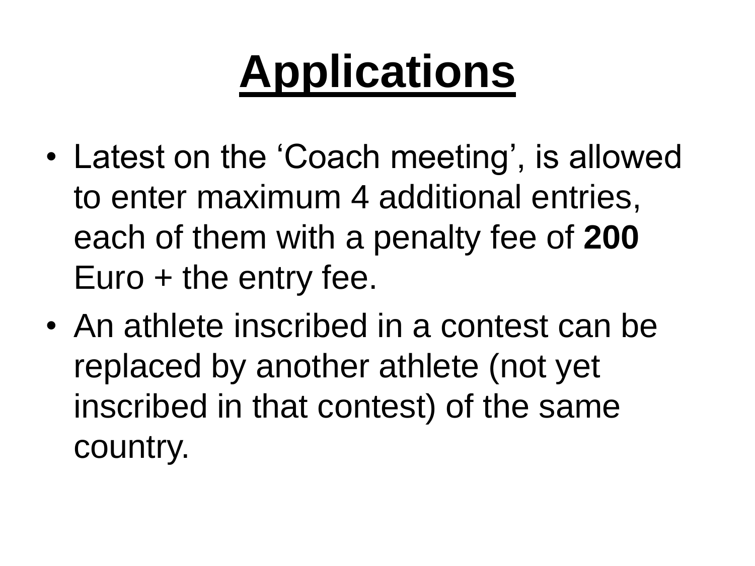# Applications

- Latest on the ‘Coach meeting’, is allowed to enter maximum 4 additional entries, each of them with a penalty fee of **200** Euro + the entry fee.
- An athlete inscribed in a contest can be replaced by another athlete (not yet inscribed in that contest) of the same country.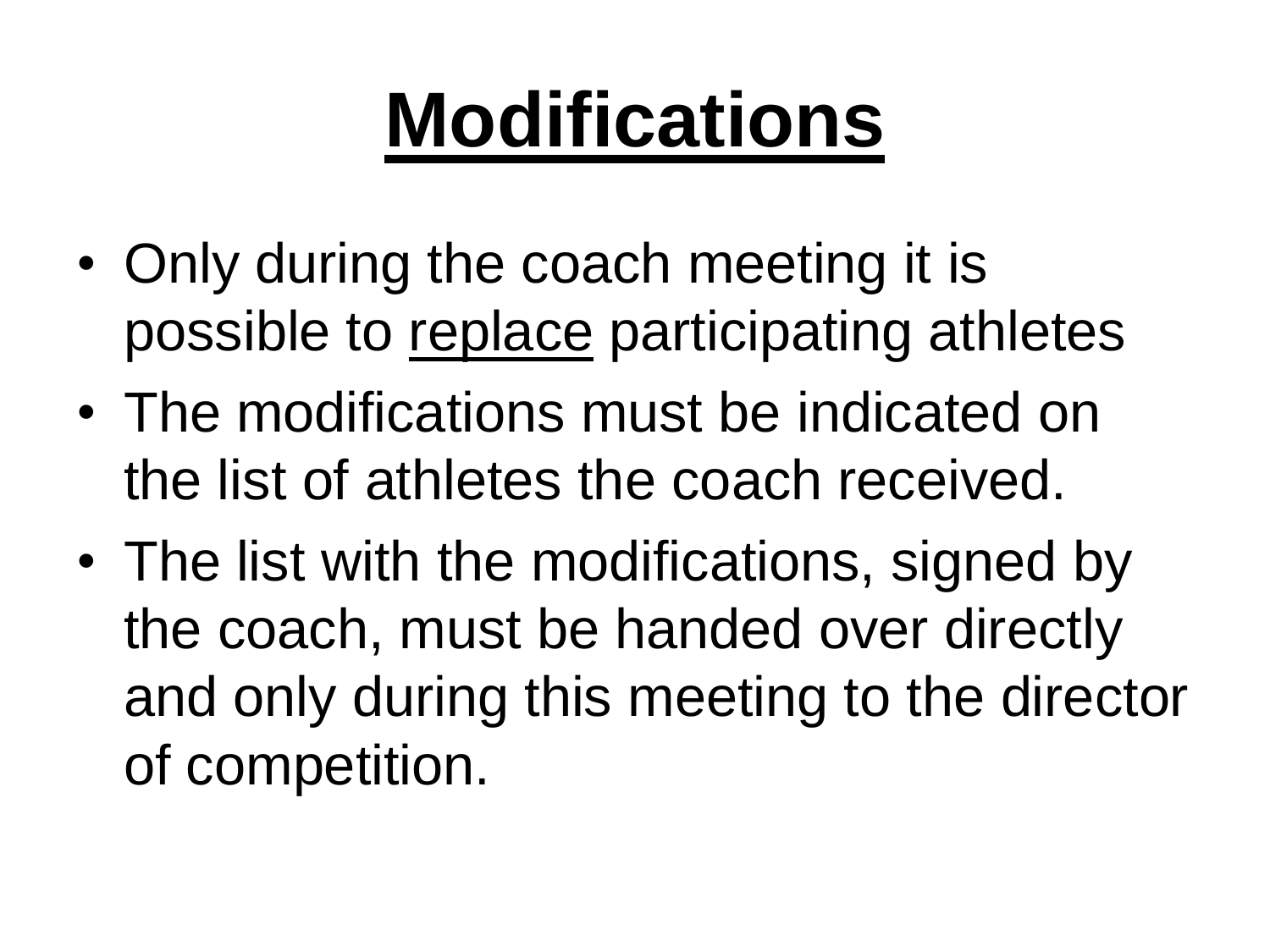# Modifications

- Only during the coach meeting it is possible to replace participating athletes
- The modifications must be indicated on the list of athletes the coach received.
- The list with the modifications, signed by the coach, must be handed over directly and only during this meeting to the director of competition.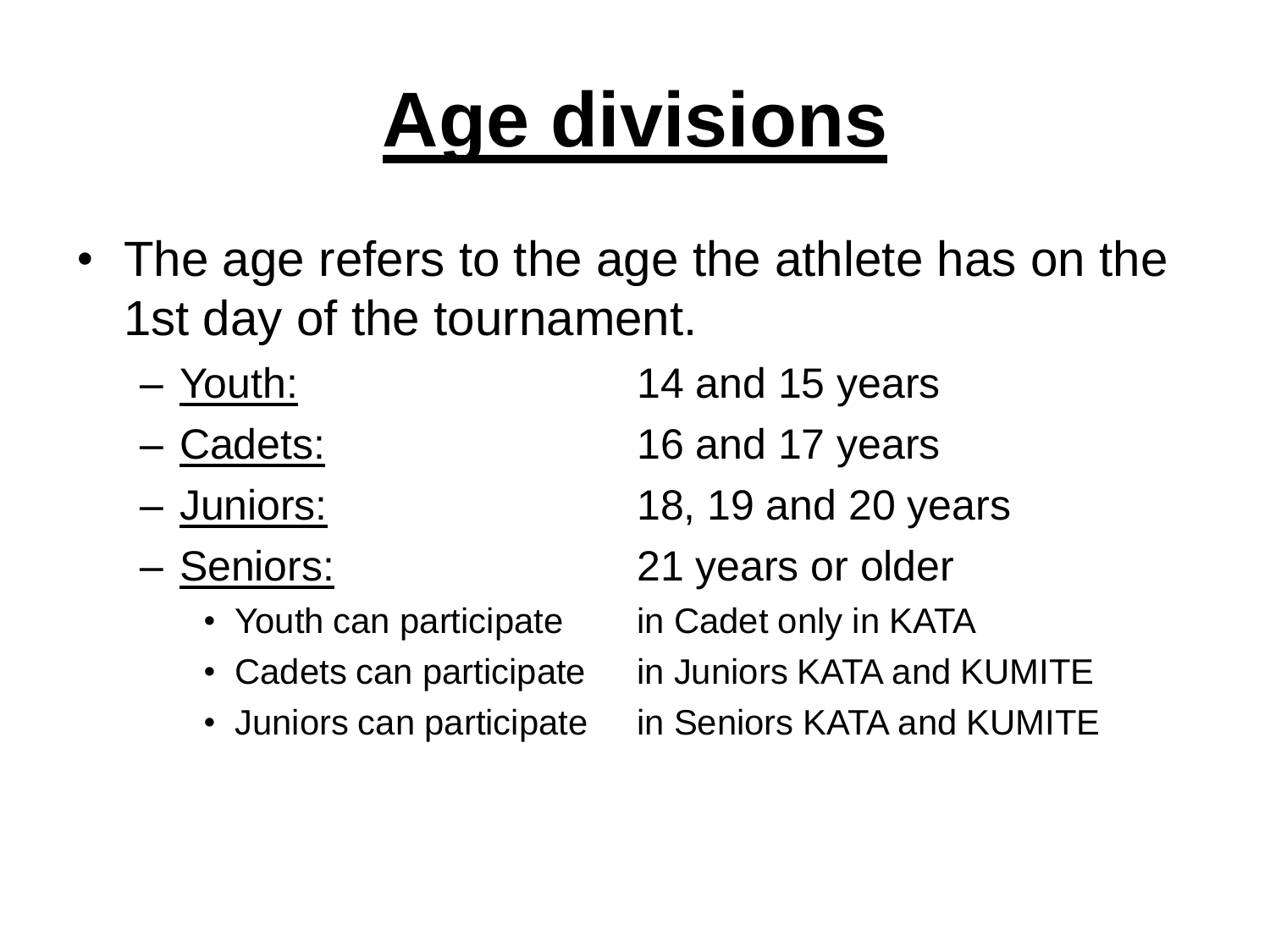# Age divisions

- The age refers to the age the athlete has on the 1st day of the tournament.
  - Youth: 14 and 15 years
  - Cadets: 16 and 17 years
  - Juniors: 18, 19 and 20 years
  - Seniors: 21 years or older
    - Youth can participate in Cadet only in KATA
    - Cadets can participate in Juniors KATA and KUMITE
    - Juniors can participate in Seniors KATA and KUMITE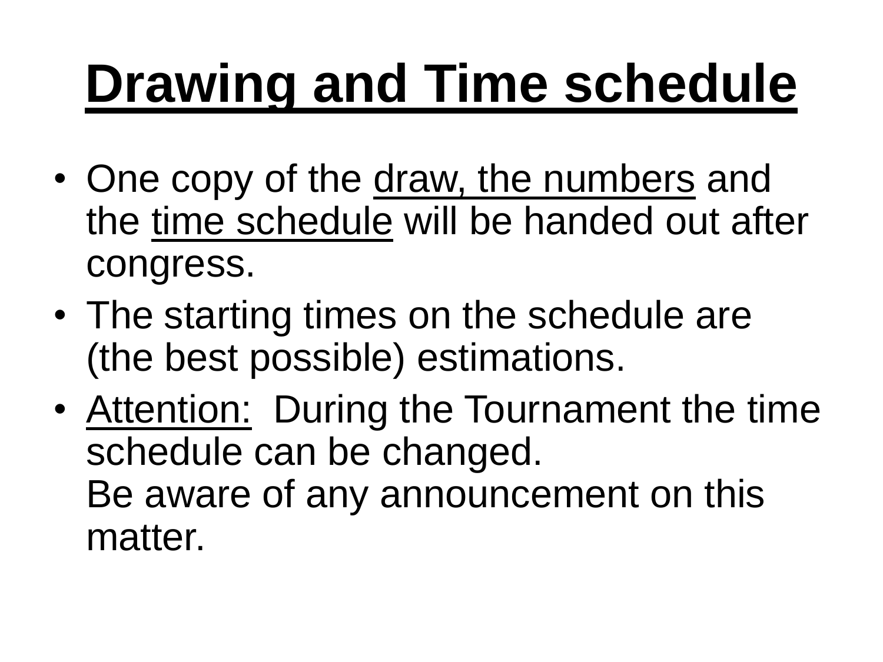# Drawing and Time schedule

- One copy of the draw, the numbers and the time schedule will be handed out after congress.
- The starting times on the schedule are (the best possible) estimations.
- Attention: During the Tournament the time schedule can be changed.
  Be aware of any announcement on this matter.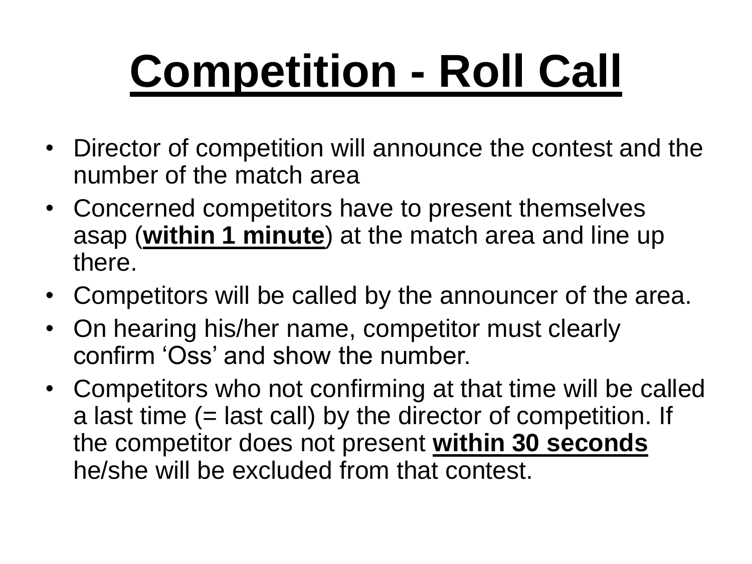# Competition - Roll Call

- Director of competition will announce the contest and the number of the match area
- Concerned competitors have to present themselves asap (**within 1 minute**) at the match area and line up there.
- Competitors will be called by the announcer of the area.
- On hearing his/her name, competitor must clearly confirm 'Oss' and show the number.
- Competitors who not confirming at that time will be called a last time (= last call) by the director of competition. If the competitor does not present **within 30 seconds** he/she will be excluded from that contest.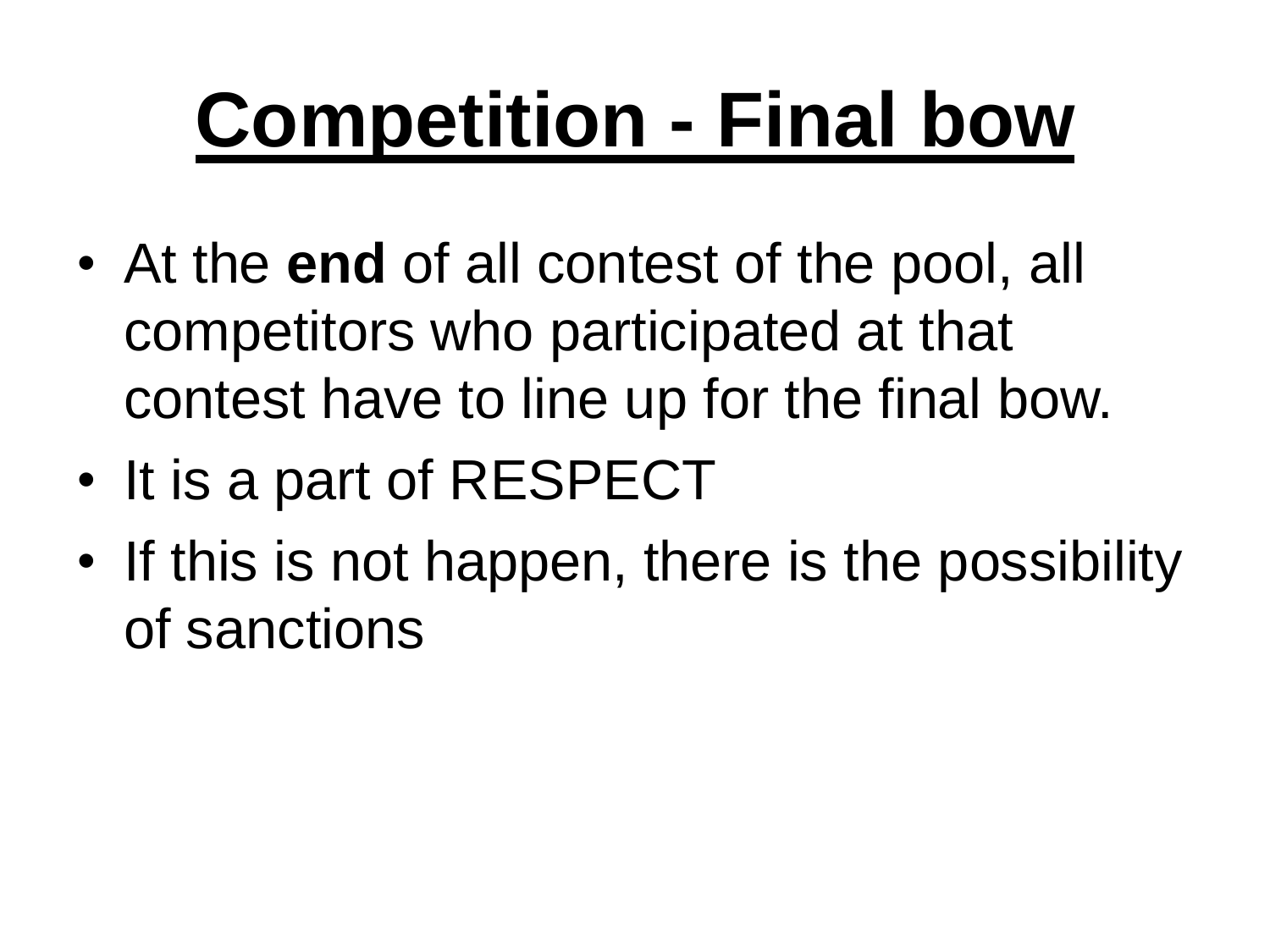# Competition - Final bow

- At the **end** of all contest of the pool, all competitors who participated at that contest have to line up for the final bow.
- It is a part of RESPECT
- If this is not happen, there is the possibility of sanctions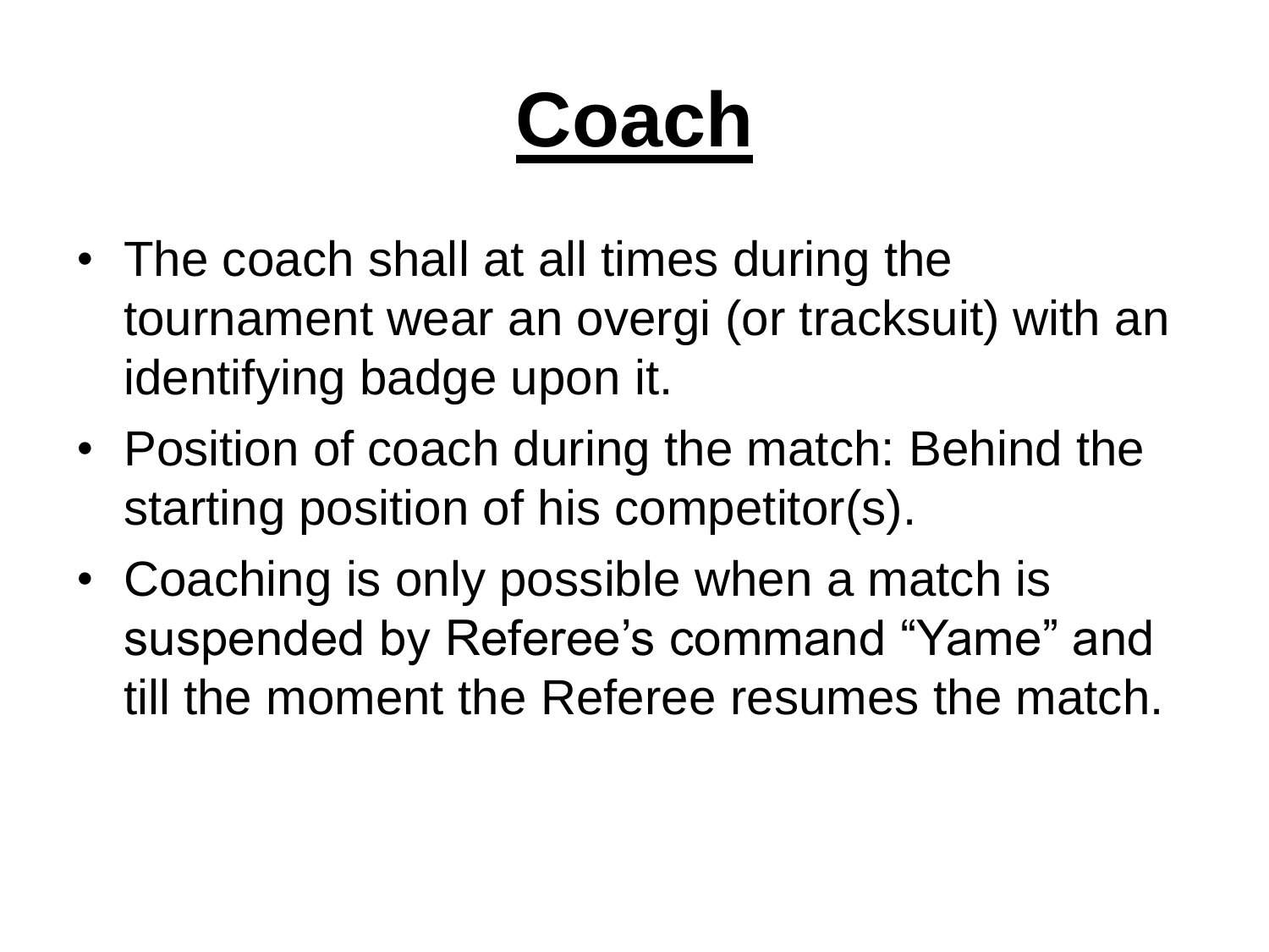# Coach

- The coach shall at all times during the tournament wear an overgi (or tracksuit) with an identifying badge upon it.
- Position of coach during the match: Behind the starting position of his competitor(s).
- Coaching is only possible when a match is suspended by Referee's command "Yame" and till the moment the Referee resumes the match.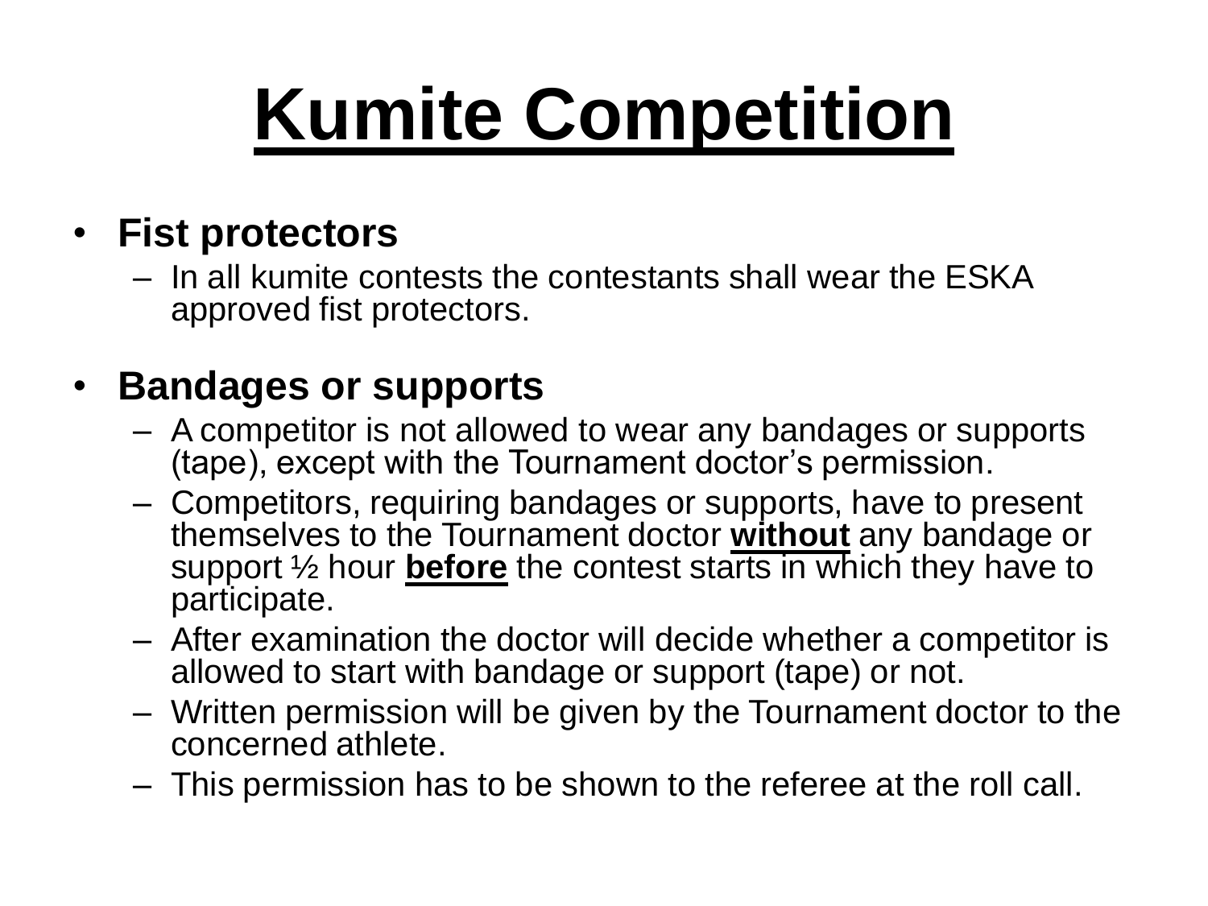# Kumite Competition

- **Fist protectors**
  - In all kumite contests the contestants shall wear the ESKA approved fist protectors.

- **Bandages or supports**
  - A competitor is not allowed to wear any bandages or supports (tape), except with the Tournament doctor's permission.
  - Competitors, requiring bandages or supports, have to present themselves to the Tournament doctor **without** any bandage or support ½ hour **before** the contest starts in which they have to participate.
  - After examination the doctor will decide whether a competitor is allowed to start with bandage or support (tape) or not.
  - Written permission will be given by the Tournament doctor to the concerned athlete.
  - This permission has to be shown to the referee at the roll call.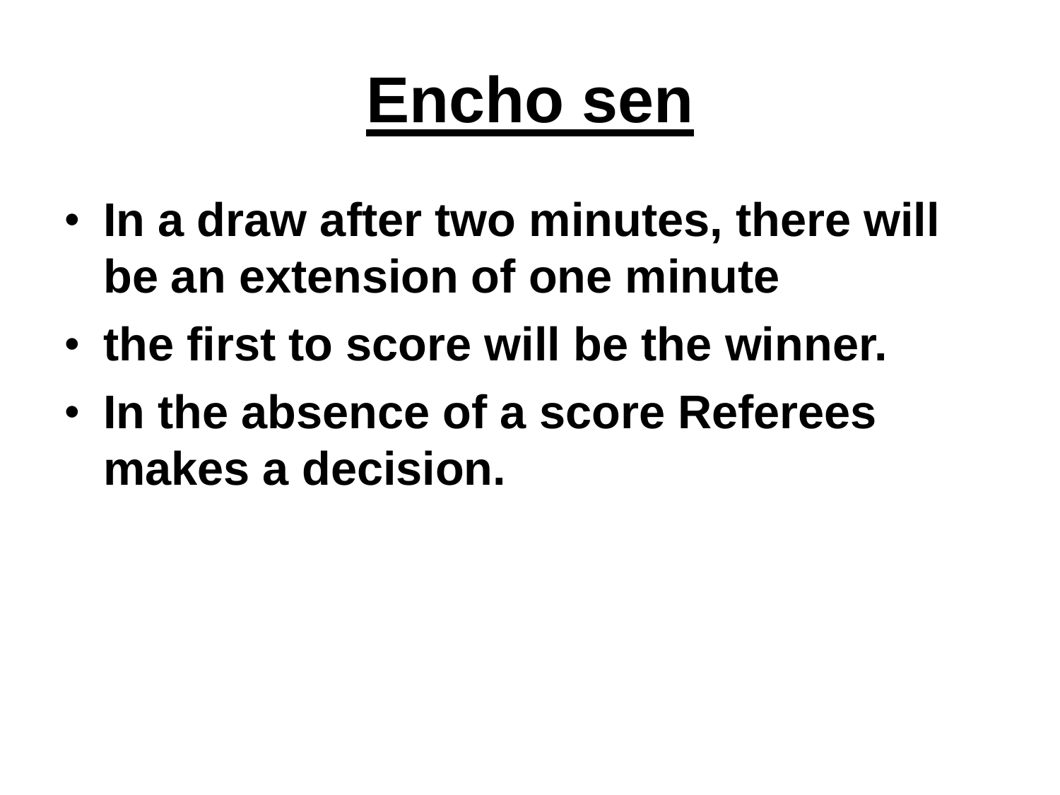# Encho sen

- In a draw after two minutes, there will be an extension of one minute
- the first to score will be the winner.
- In the absence of a score Referees makes a decision.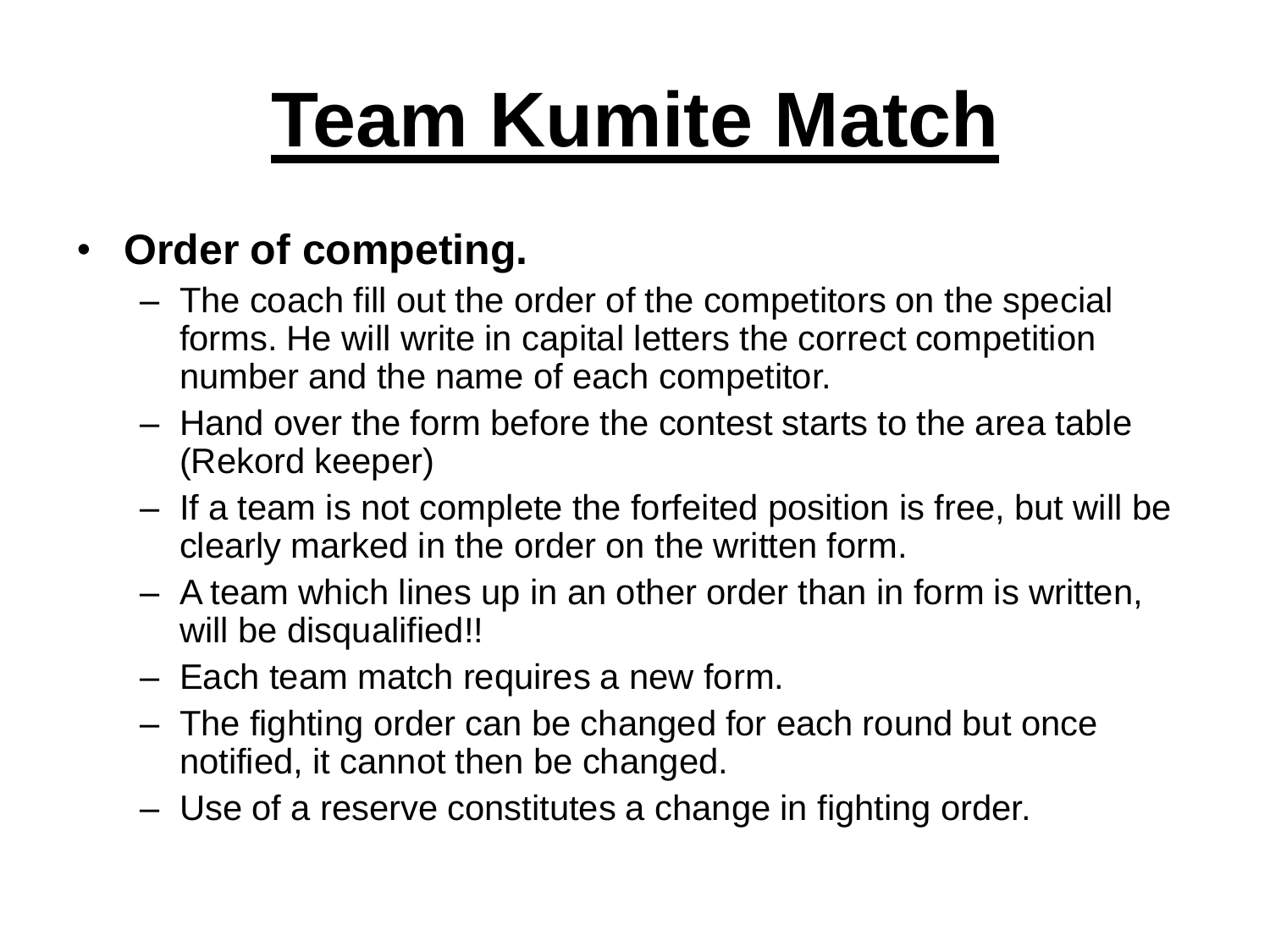# Team Kumite Match

- **Order of competing.**
  - The coach fill out the order of the competitors on the special forms. He will write in capital letters the correct competition number and the name of each competitor.
  - Hand over the form before the contest starts to the area table (Rekord keeper)
  - If a team is not complete the forfeited position is free, but will be clearly marked in the order on the written form.
  - A team which lines up in an other order than in form is written, will be disqualified!!
  - Each team match requires a new form.
  - The fighting order can be changed for each round but once notified, it cannot then be changed.
  - Use of a reserve constitutes a change in fighting order.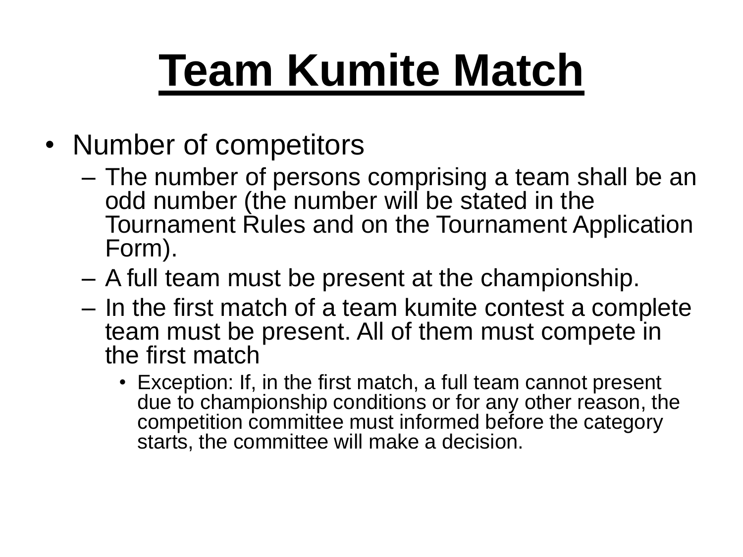# Team Kumite Match

- Number of competitors
  - The number of persons comprising a team shall be an odd number (the number will be stated in the Tournament Rules and on the Tournament Application Form).
  - A full team must be present at the championship.
  - In the first match of a team kumite contest a complete team must be present. All of them must compete in the first match
    - Exception: If, in the first match, a full team cannot present due to championship conditions or for any other reason, the competition committee must informed before the category starts, the committee will make a decision.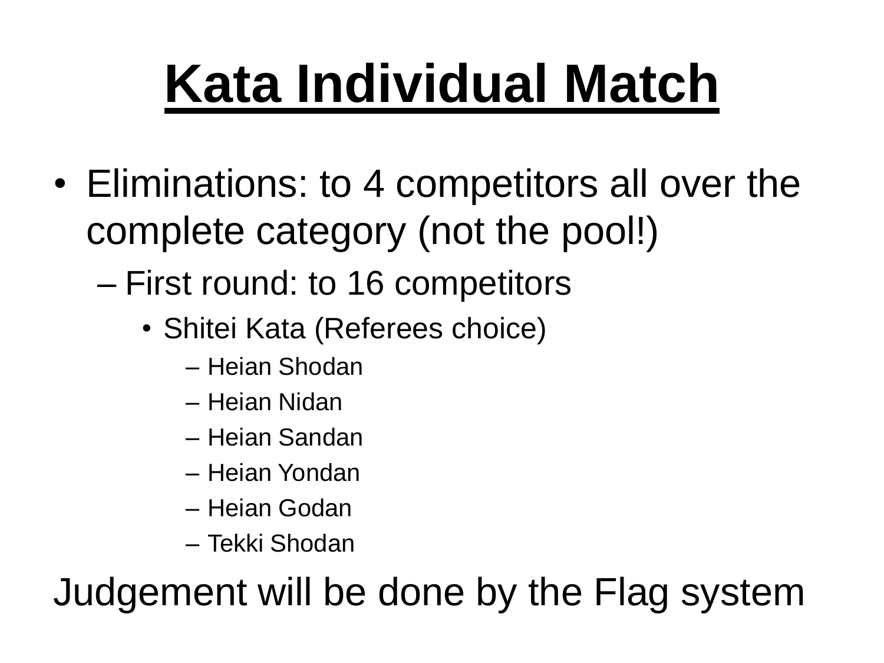# Kata Individual Match

- Eliminations: to 4 competitors all over the complete category (not the pool!)
  - First round: to 16 competitors
    - Shitei Kata (Referees choice)
      - Heian Shodan
      - Heian Nidan
      - Heian Sandan
      - Heian Yondan
      - Heian Godan
      - Tekki Shodan

Judgement will be done by the Flag system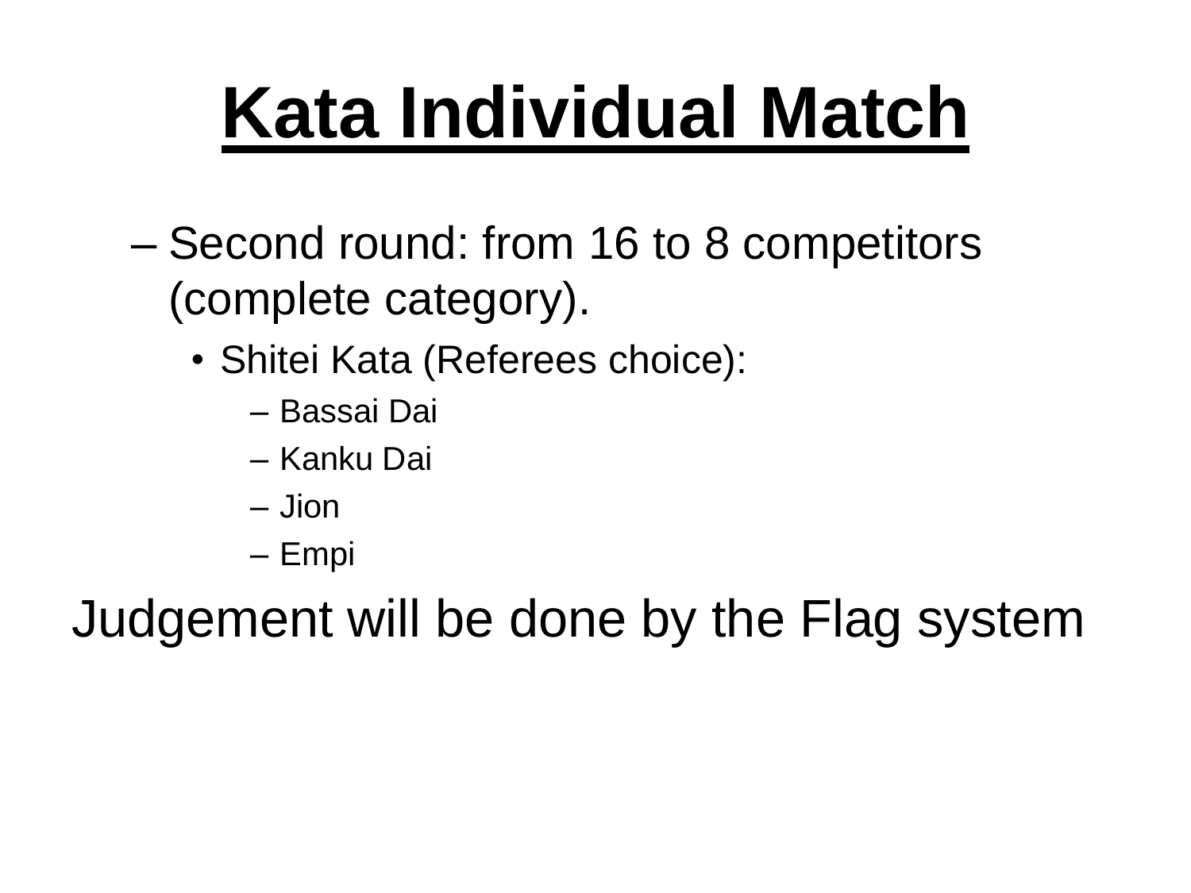# Kata Individual Match

- Second round: from 16 to 8 competitors (complete category).
  - Shitei Kata (Referees choice):
    - Bassai Dai
    - Kanku Dai
    - Jion
    - Empi

Judgement will be done by the Flag system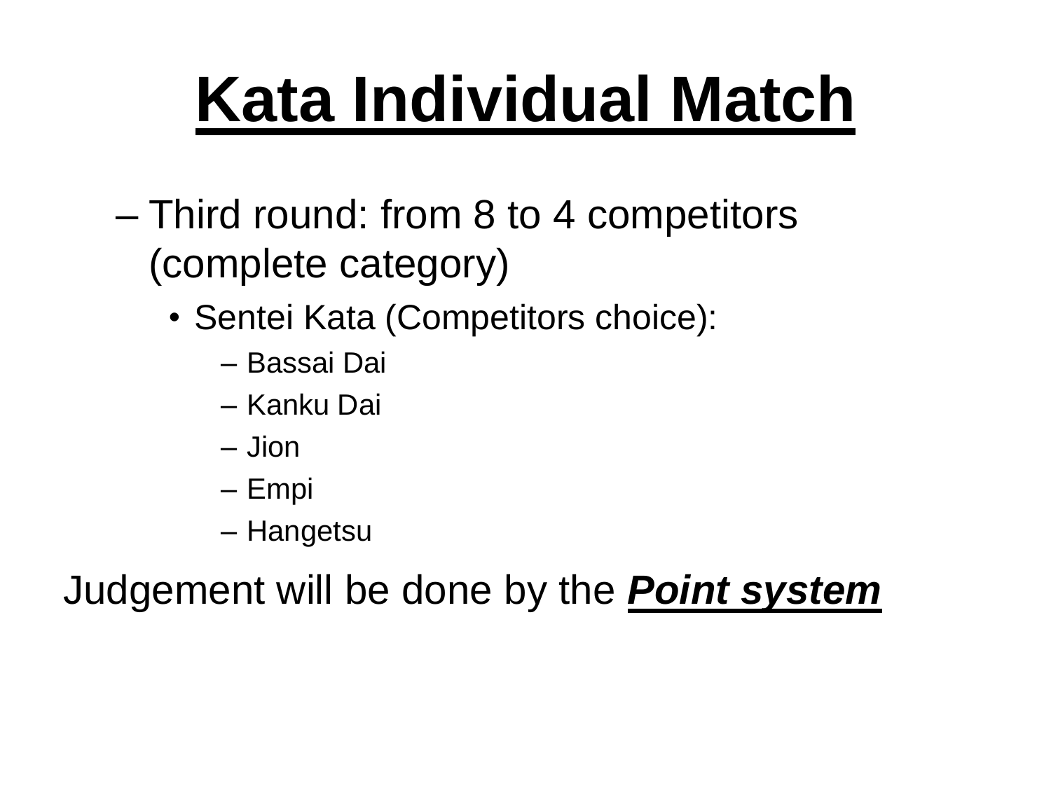# Kata Individual Match

- Third round: from 8 to 4 competitors (complete category)
  - Sentei Kata (Competitors choice):
    - Bassai Dai
    - Kanku Dai
    - Jion
    - Empi
    - Hangetsu

Judgement will be done by the ***Point system***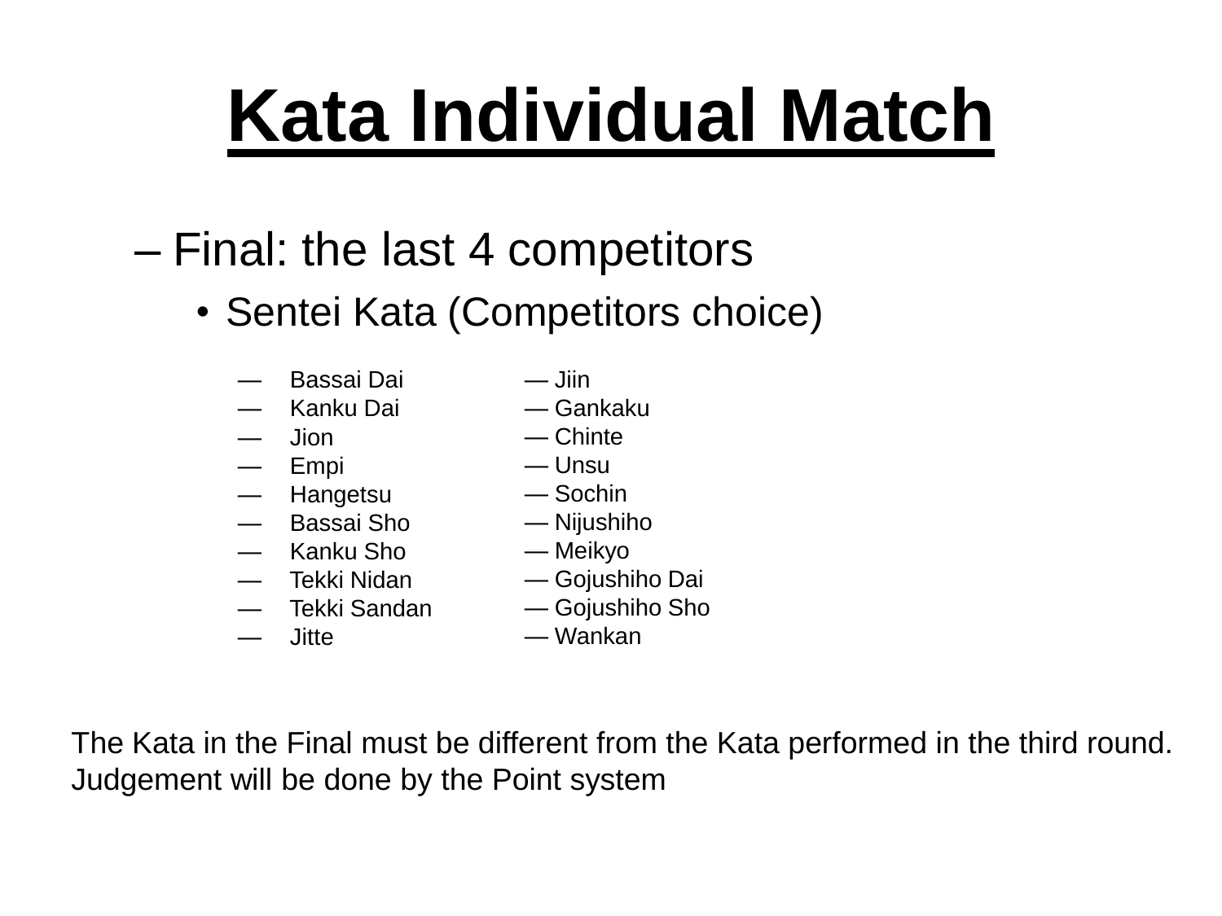# Kata Individual Match

– Final: the last 4 competitors

- Sentei Kata (Competitors choice)

— Bassai Dai
— Kanku Dai
— Jion
— Empi
— Hangetsu
— Bassai Sho
— Kanku Sho
— Tekki Nidan
— Tekki Sandan
— Jitte
— Jiin
— Gankaku
— Chinte
— Unsu
— Sochin
— Nijushiho
— Meikyo
— Gojushiho Dai
— Gojushiho Sho
— Wankan

The Kata in the Final must be different from the Kata performed in the third round.
Judgement will be done by the Point system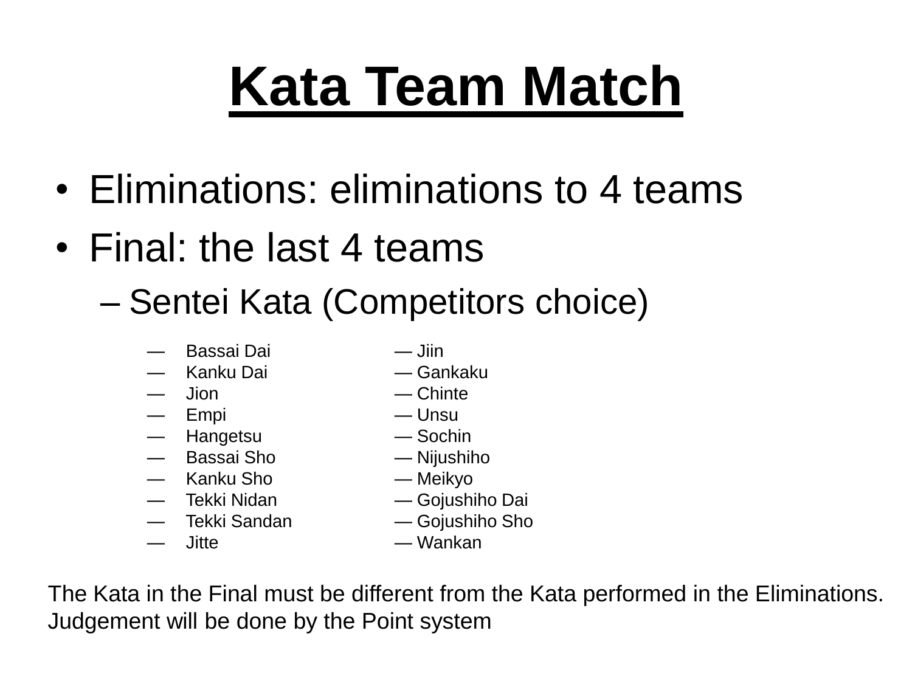# Kata Team Match

- Eliminations: eliminations to 4 teams
- Final: the last 4 teams
  - Sentei Kata (Competitors choice)

| | |
|---|---|
| — Bassai Dai | — Jiin |
| — Kanku Dai | — Gankaku |
| — Jion | — Chinte |
| — Empi | — Unsu |
| — Hangetsu | — Sochin |
| — Bassai Sho | — Nijushiho |
| — Kanku Sho | — Meikyo |
| — Tekki Nidan | — Gojushiho Dai |
| — Tekki Sandan | — Gojushiho Sho |
| — Jitte | — Wankan |

The Kata in the Final must be different from the Kata performed in the Eliminations.
Judgement will be done by the Point system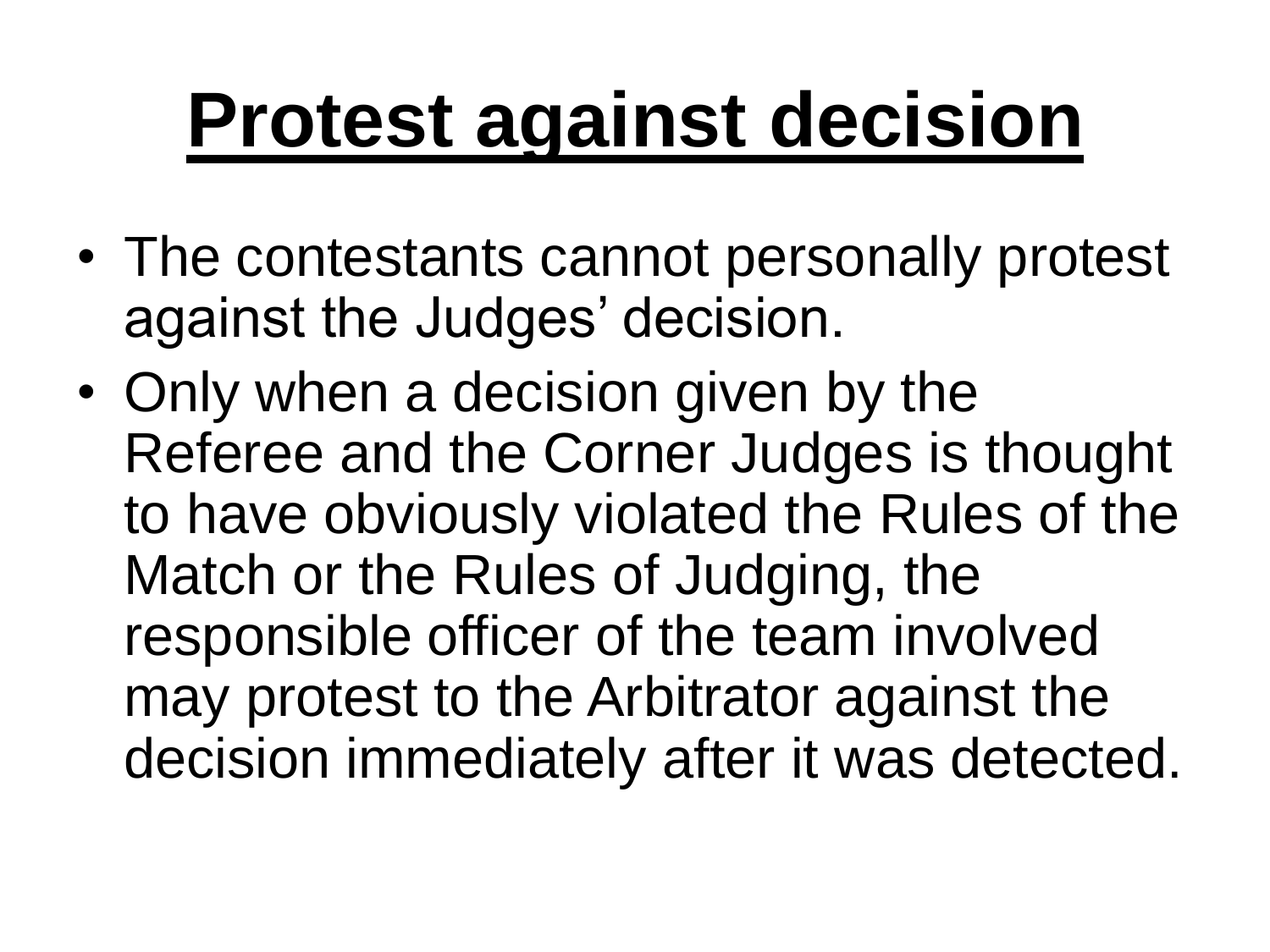# Protest against decision

- The contestants cannot personally protest against the Judges’ decision.
- Only when a decision given by the Referee and the Corner Judges is thought to have obviously violated the Rules of the Match or the Rules of Judging, the responsible officer of the team involved may protest to the Arbitrator against the decision immediately after it was detected.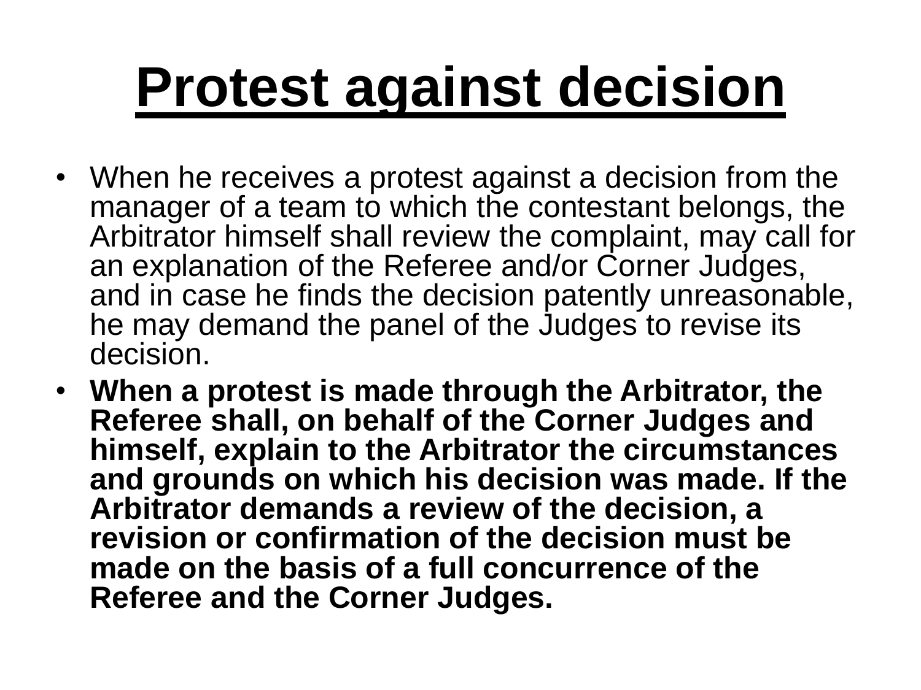# Protest against decision

- When he receives a protest against a decision from the manager of a team to which the contestant belongs, the Arbitrator himself shall review the complaint, may call for an explanation of the Referee and/or Corner Judges, and in case he finds the decision patently unreasonable, he may demand the panel of the Judges to revise its decision.
- **When a protest is made through the Arbitrator, the Referee shall, on behalf of the Corner Judges and himself, explain to the Arbitrator the circumstances and grounds on which his decision was made. If the Arbitrator demands a review of the decision, a revision or confirmation of the decision must be made on the basis of a full concurrence of the Referee and the Corner Judges.**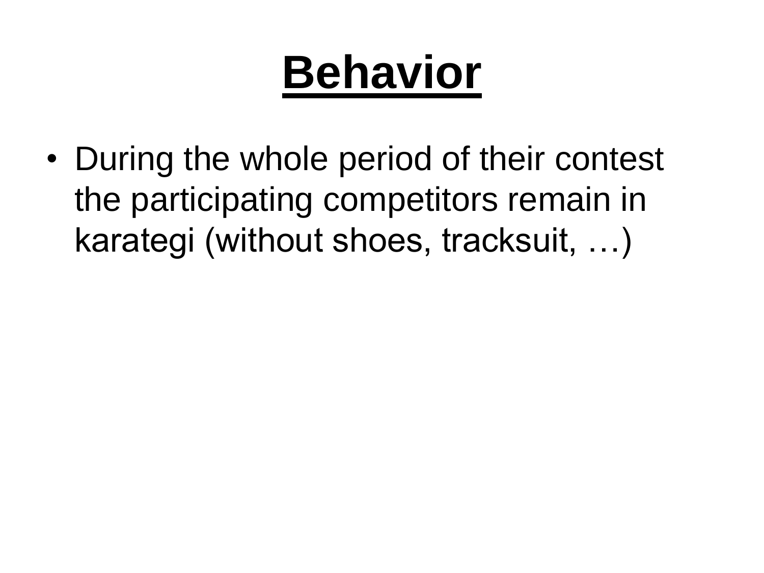# Behavior

- During the whole period of their contest the participating competitors remain in karategi (without shoes, tracksuit, …)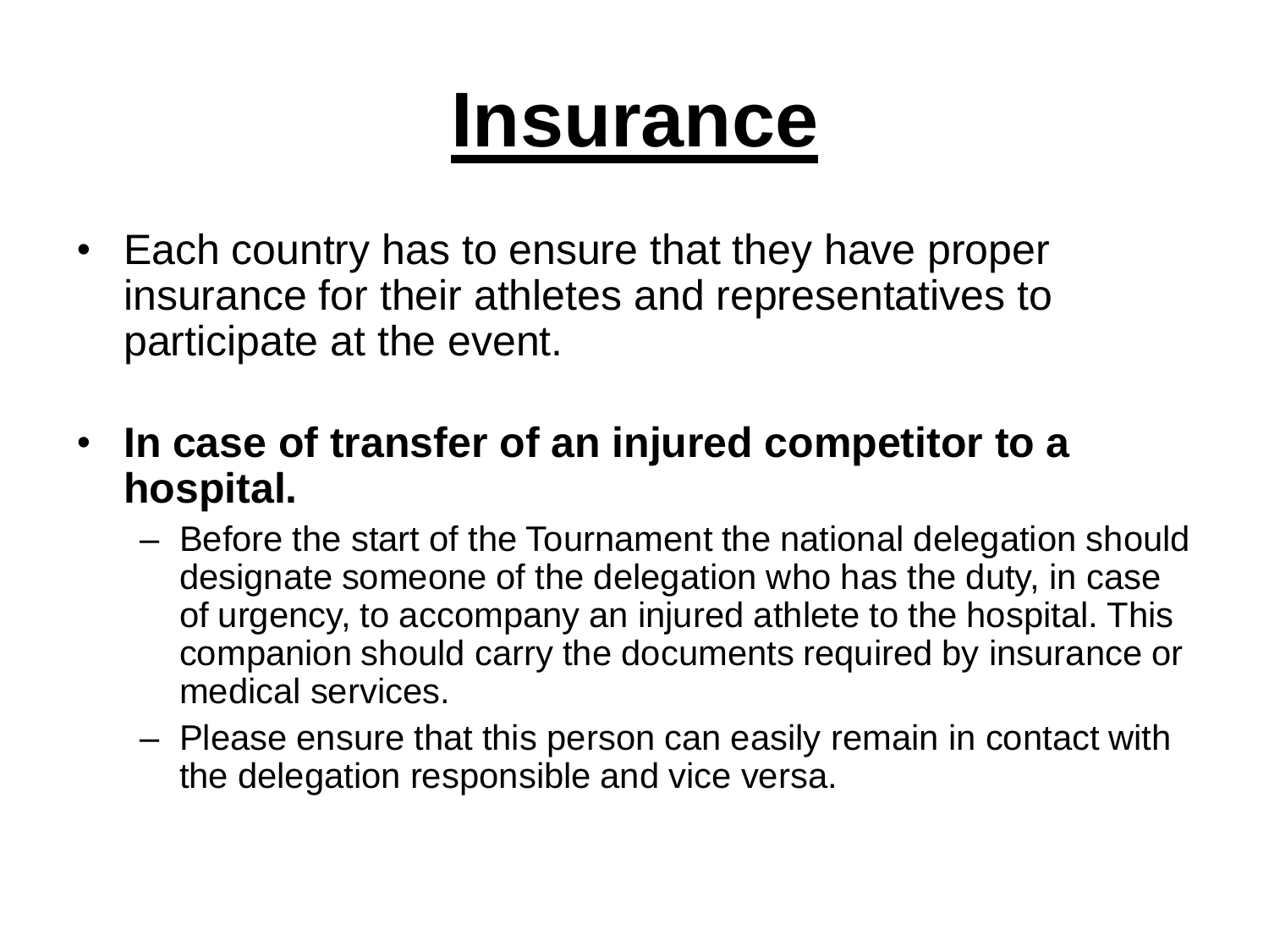# Insurance

- Each country has to ensure that they have proper insurance for their athletes and representatives to participate at the event.
- **In case of transfer of an injured competitor to a hospital.**
  - Before the start of the Tournament the national delegation should designate someone of the delegation who has the duty, in case of urgency, to accompany an injured athlete to the hospital. This companion should carry the documents required by insurance or medical services.
  - Please ensure that this person can easily remain in contact with the delegation responsible and vice versa.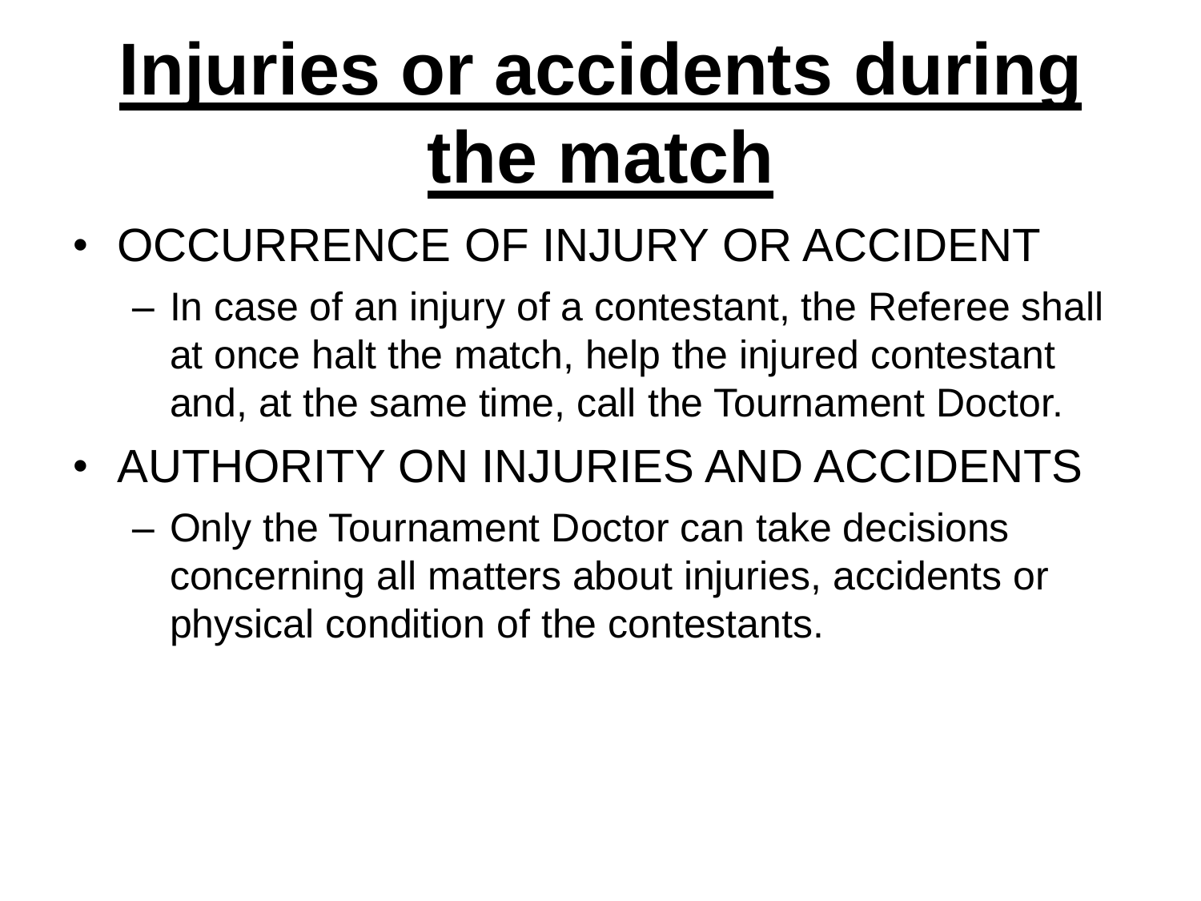# Injuries or accidents during the match

- OCCURRENCE OF INJURY OR ACCIDENT
  - In case of an injury of a contestant, the Referee shall at once halt the match, help the injured contestant and, at the same time, call the Tournament Doctor.
- AUTHORITY ON INJURIES AND ACCIDENTS
  - Only the Tournament Doctor can take decisions concerning all matters about injuries, accidents or physical condition of the contestants.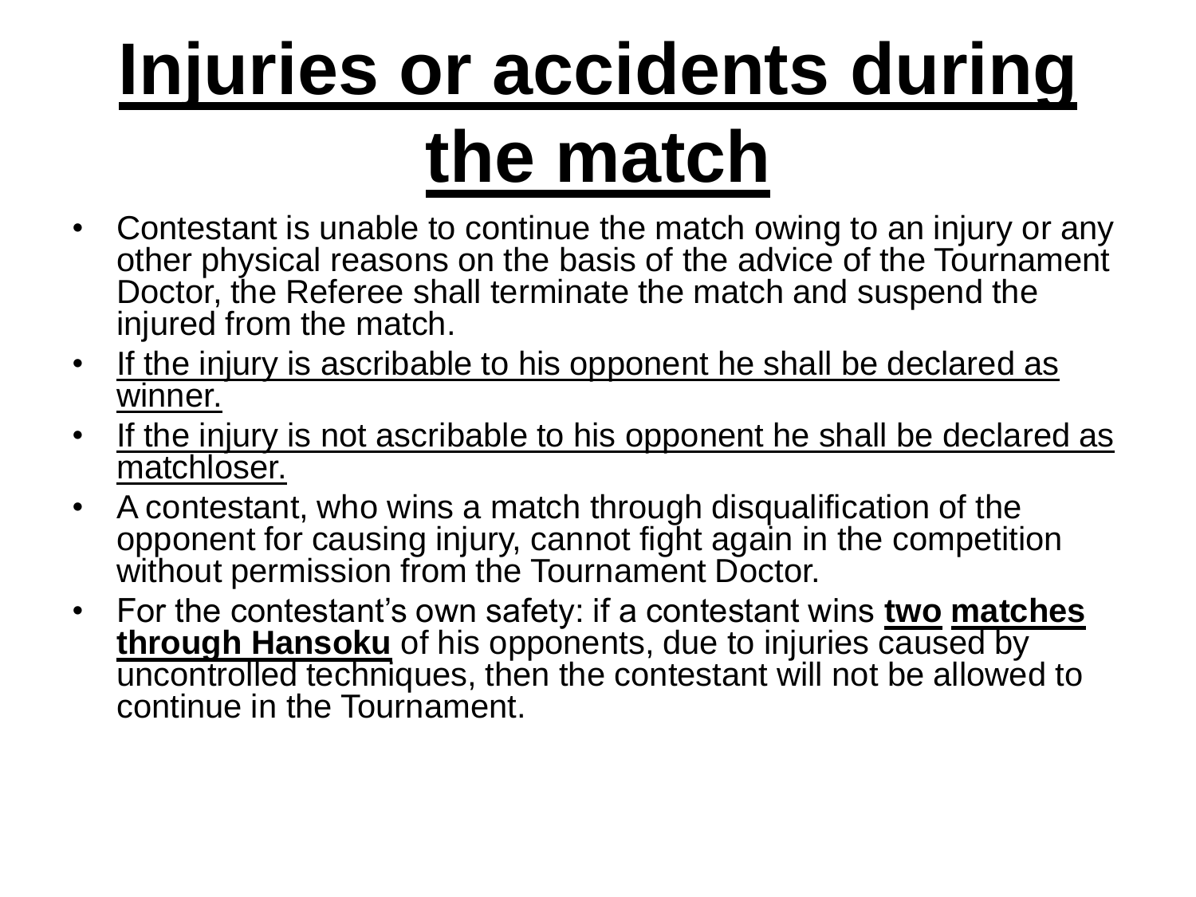# Injuries or accidents during the match

- Contestant is unable to continue the match owing to an injury or any other physical reasons on the basis of the advice of the Tournament Doctor, the Referee shall terminate the match and suspend the injured from the match.
- <u>If the injury is ascribable to his opponent he shall be declared as winner.</u>
- <u>If the injury is not ascribable to his opponent he shall be declared as matchloser.</u>
- A contestant, who wins a match through disqualification of the opponent for causing injury, cannot fight again in the competition without permission from the Tournament Doctor.
- For the contestant's own safety: if a contestant wins **<u>two matches through Hansoku</u>** of his opponents, due to injuries caused by uncontrolled techniques, then the contestant will not be allowed to continue in the Tournament.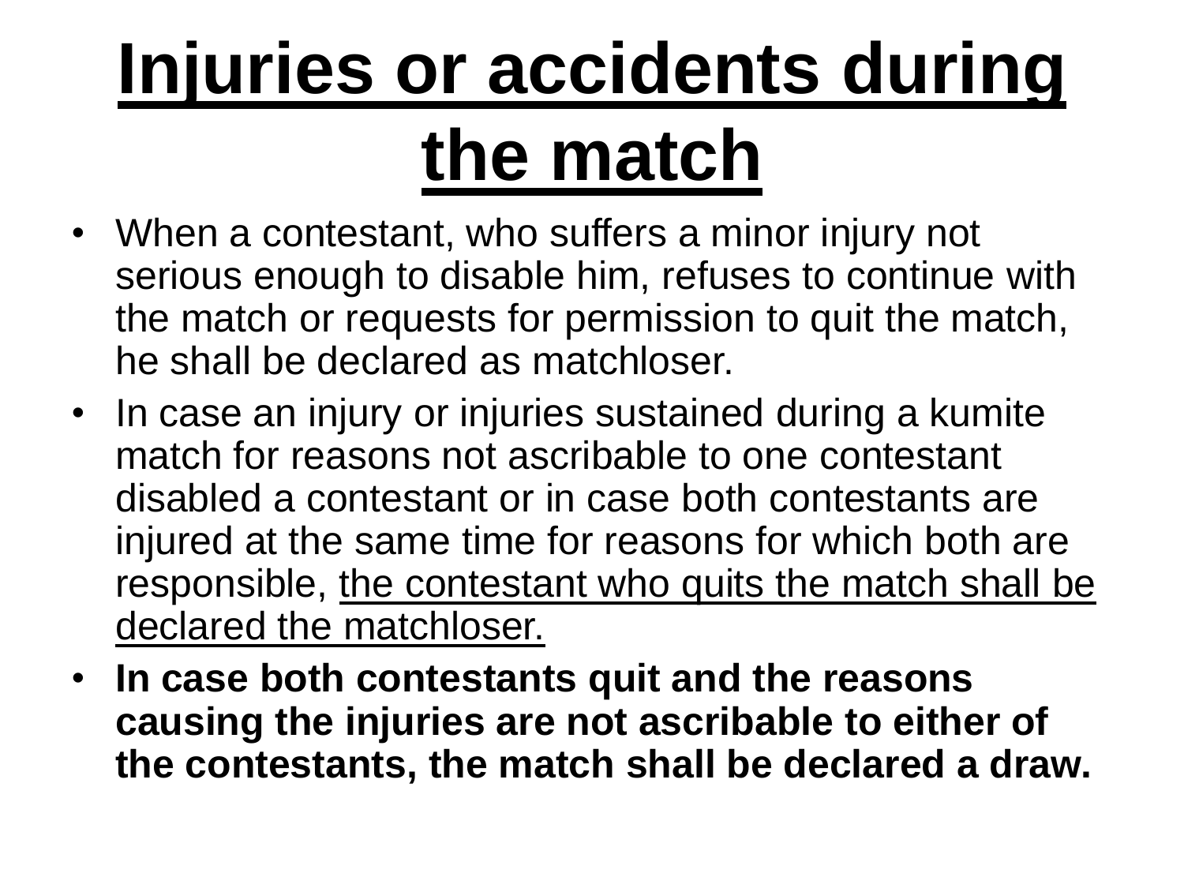# Injuries or accidents during the match

- When a contestant, who suffers a minor injury not serious enough to disable him, refuses to continue with the match or requests for permission to quit the match, he shall be declared as matchloser.
- In case an injury or injuries sustained during a kumite match for reasons not ascribable to one contestant disabled a contestant or in case both contestants are injured at the same time for reasons for which both are responsible, <u>the contestant who quits the match shall be declared the matchloser.</u>
- **In case both contestants quit and the reasons causing the injuries are not ascribable to either of the contestants, the match shall be declared a draw.**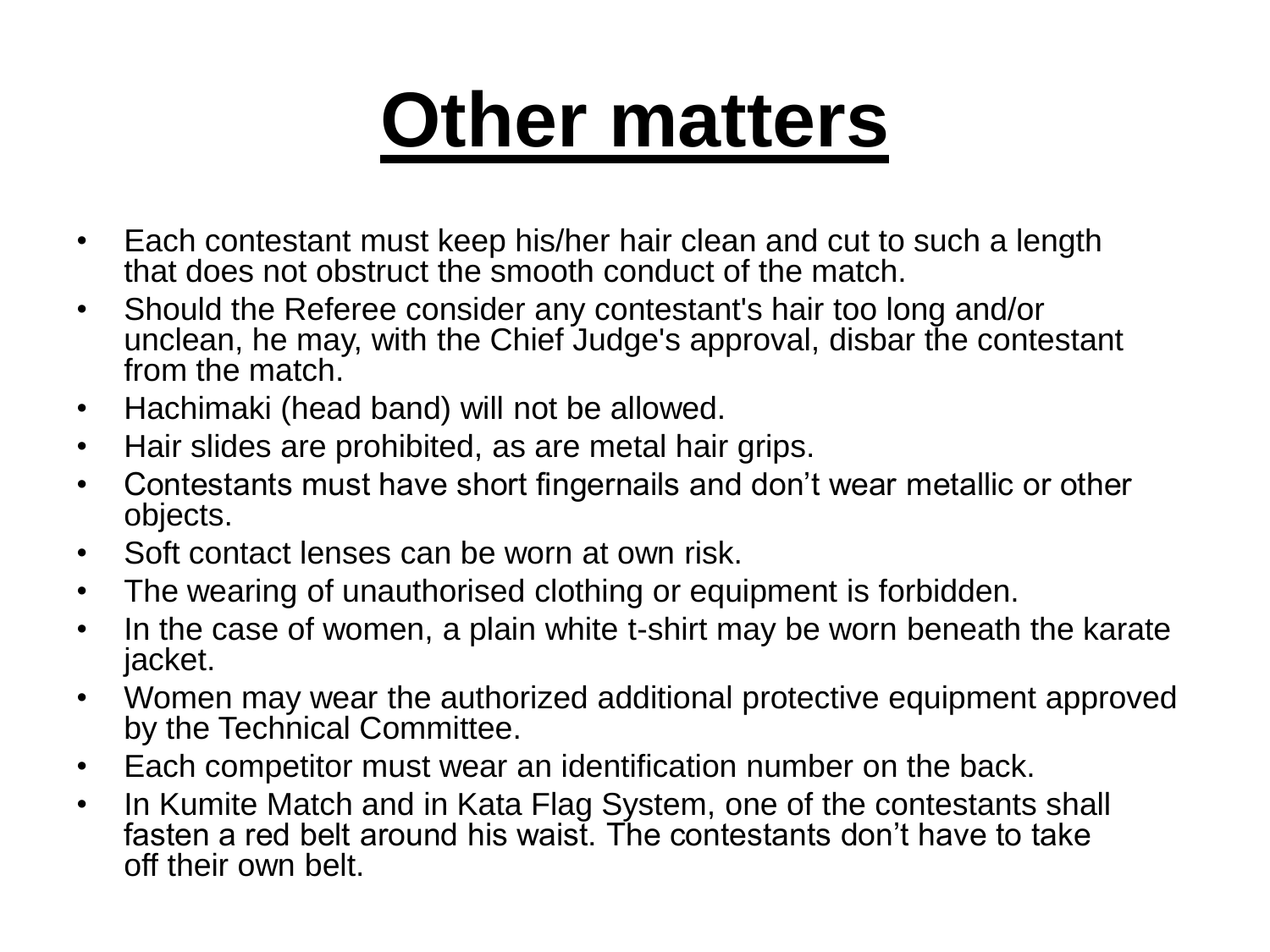# Other matters

- Each contestant must keep his/her hair clean and cut to such a length that does not obstruct the smooth conduct of the match.
- Should the Referee consider any contestant's hair too long and/or unclean, he may, with the Chief Judge's approval, disbar the contestant from the match.
- Hachimaki (head band) will not be allowed.
- Hair slides are prohibited, as are metal hair grips.
- Contestants must have short fingernails and don't wear metallic or other objects.
- Soft contact lenses can be worn at own risk.
- The wearing of unauthorised clothing or equipment is forbidden.
- In the case of women, a plain white t-shirt may be worn beneath the karate jacket.
- Women may wear the authorized additional protective equipment approved by the Technical Committee.
- Each competitor must wear an identification number on the back.
- In Kumite Match and in Kata Flag System, one of the contestants shall fasten a red belt around his waist. The contestants don't have to take off their own belt.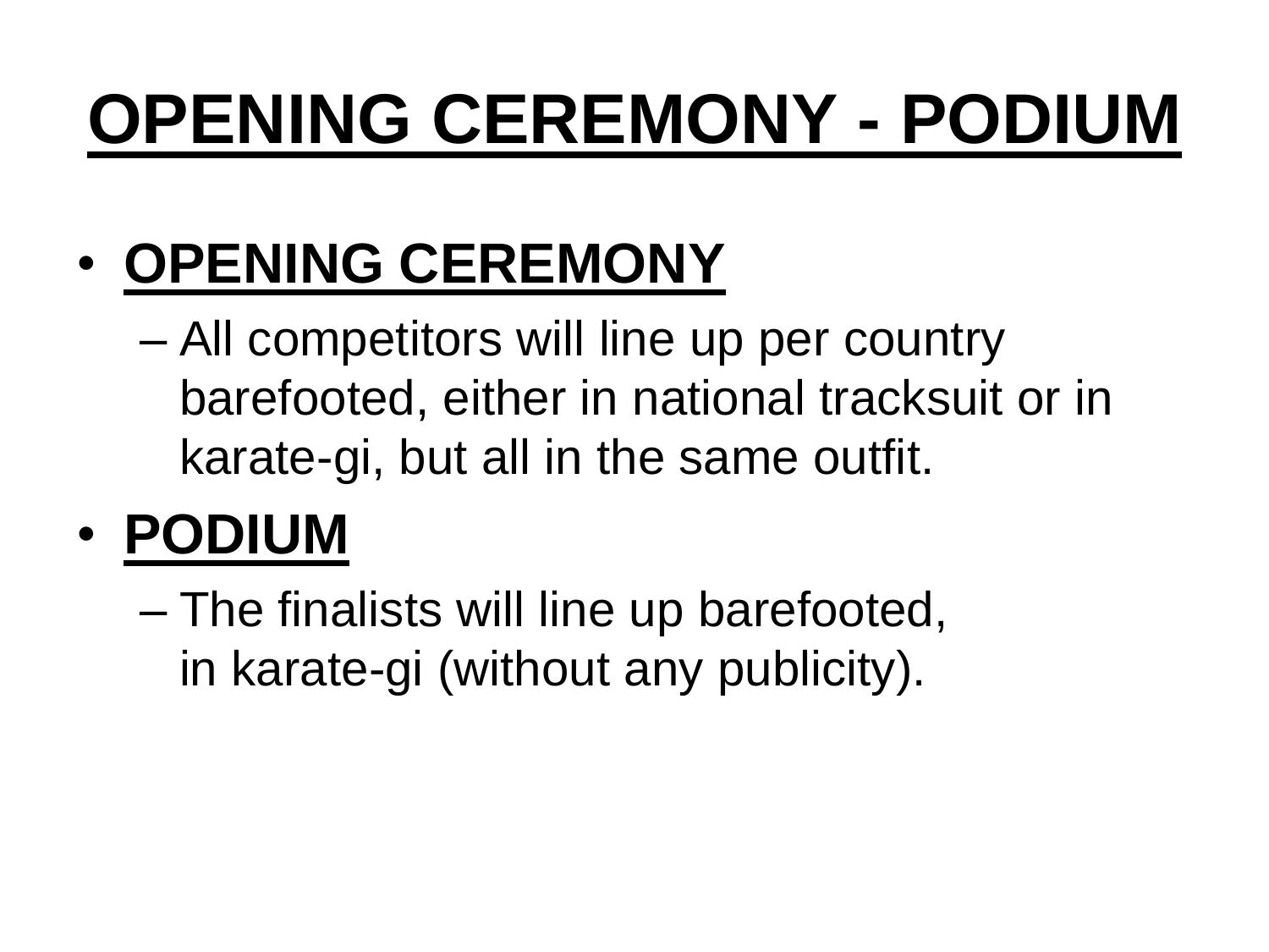# OPENING CEREMONY - PODIUM

- **OPENING CEREMONY**
  - All competitors will line up per country barefooted, either in national tracksuit or in karate-gi, but all in the same outfit.
- **PODIUM**
  - The finalists will line up barefooted, in karate-gi (without any publicity).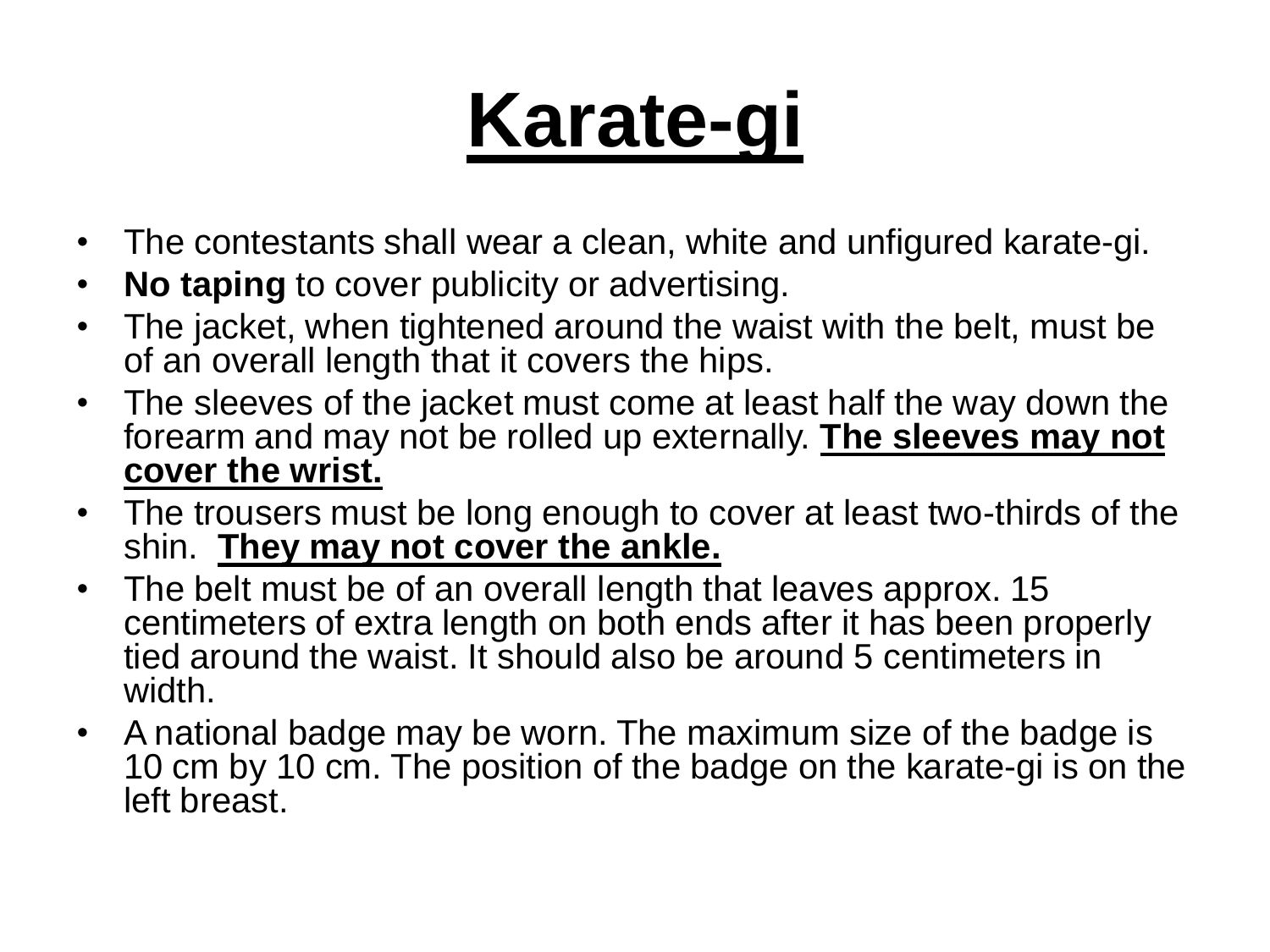# Karate-gi

- The contestants shall wear a clean, white and unfigured karate-gi.
- **No taping** to cover publicity or advertising.
- The jacket, when tightened around the waist with the belt, must be of an overall length that it covers the hips.
- The sleeves of the jacket must come at least half the way down the forearm and may not be rolled up externally. **The sleeves may not cover the wrist.**
- The trousers must be long enough to cover at least two-thirds of the shin. **They may not cover the ankle.**
- The belt must be of an overall length that leaves approx. 15 centimeters of extra length on both ends after it has been properly tied around the waist. It should also be around 5 centimeters in width.
- A national badge may be worn. The maximum size of the badge is 10 cm by 10 cm. The position of the badge on the karate-gi is on the left breast.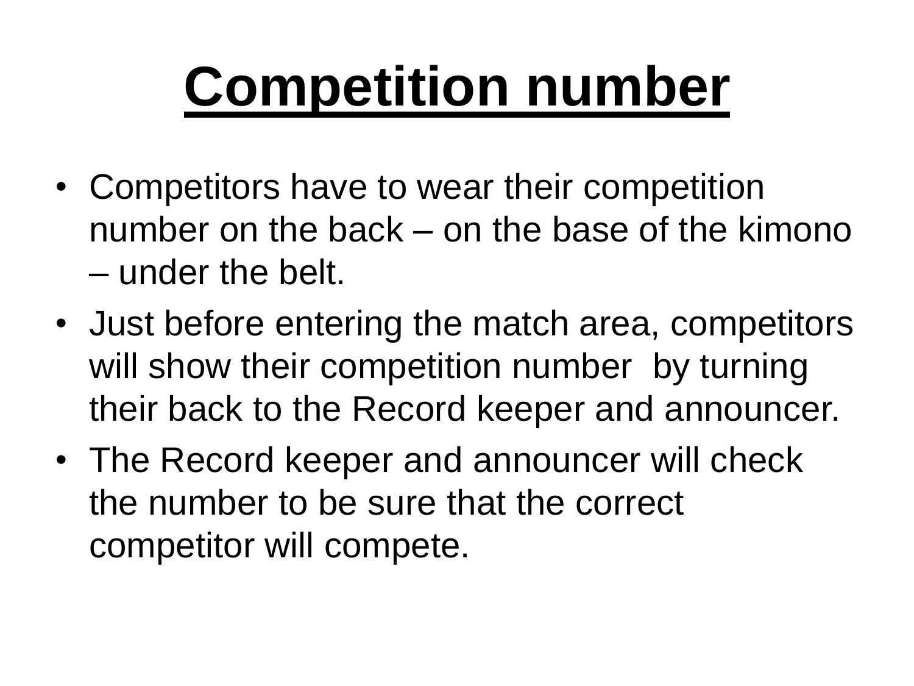# Competition number

- Competitors have to wear their competition number on the back – on the base of the kimono – under the belt.
- Just before entering the match area, competitors will show their competition number by turning their back to the Record keeper and announcer.
- The Record keeper and announcer will check the number to be sure that the correct competitor will compete.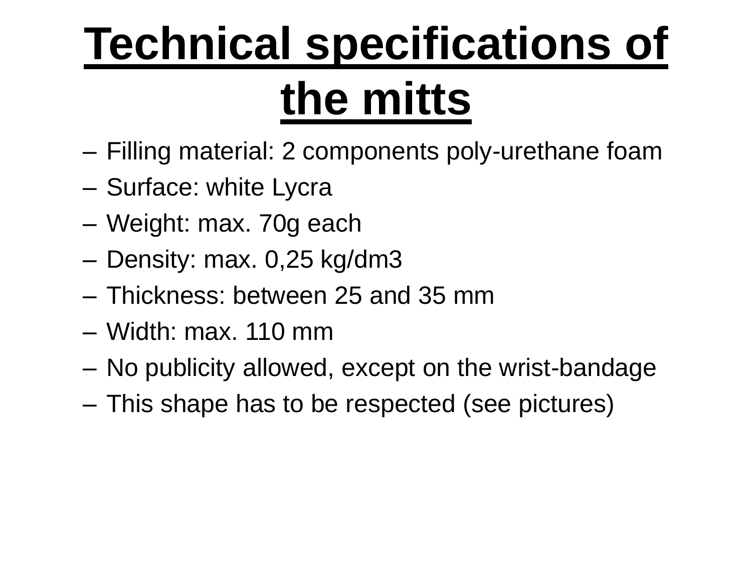# Technical specifications of the mitts

- Filling material: 2 components poly-urethane foam
- Surface: white Lycra
- Weight: max. 70g each
- Density: max. 0,25 kg/dm3
- Thickness: between 25 and 35 mm
- Width: max. 110 mm
- No publicity allowed, except on the wrist-bandage
- This shape has to be respected (see pictures)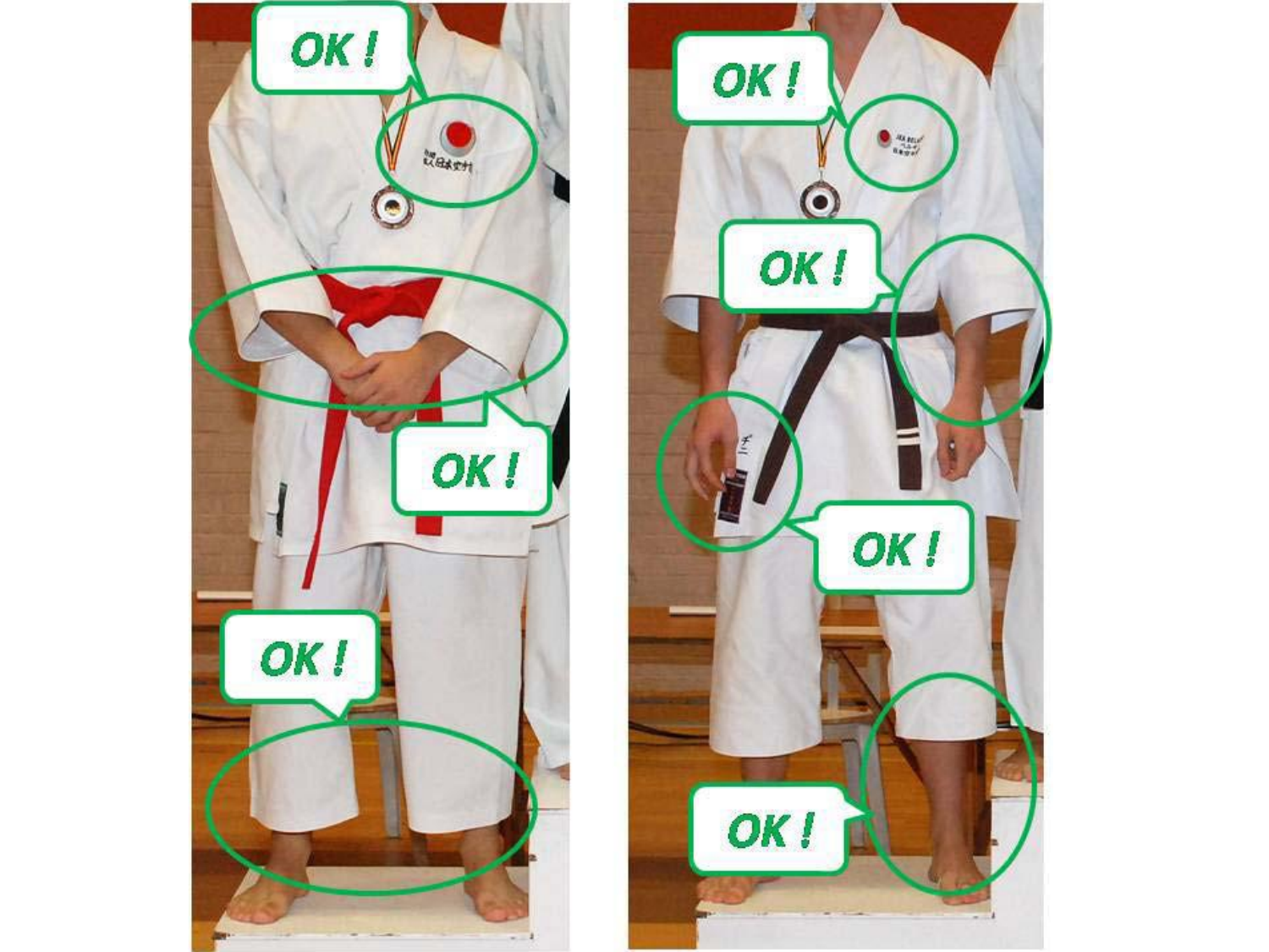OK !

OK !

OK !

OK !

OK !

OK !

OK !

OK !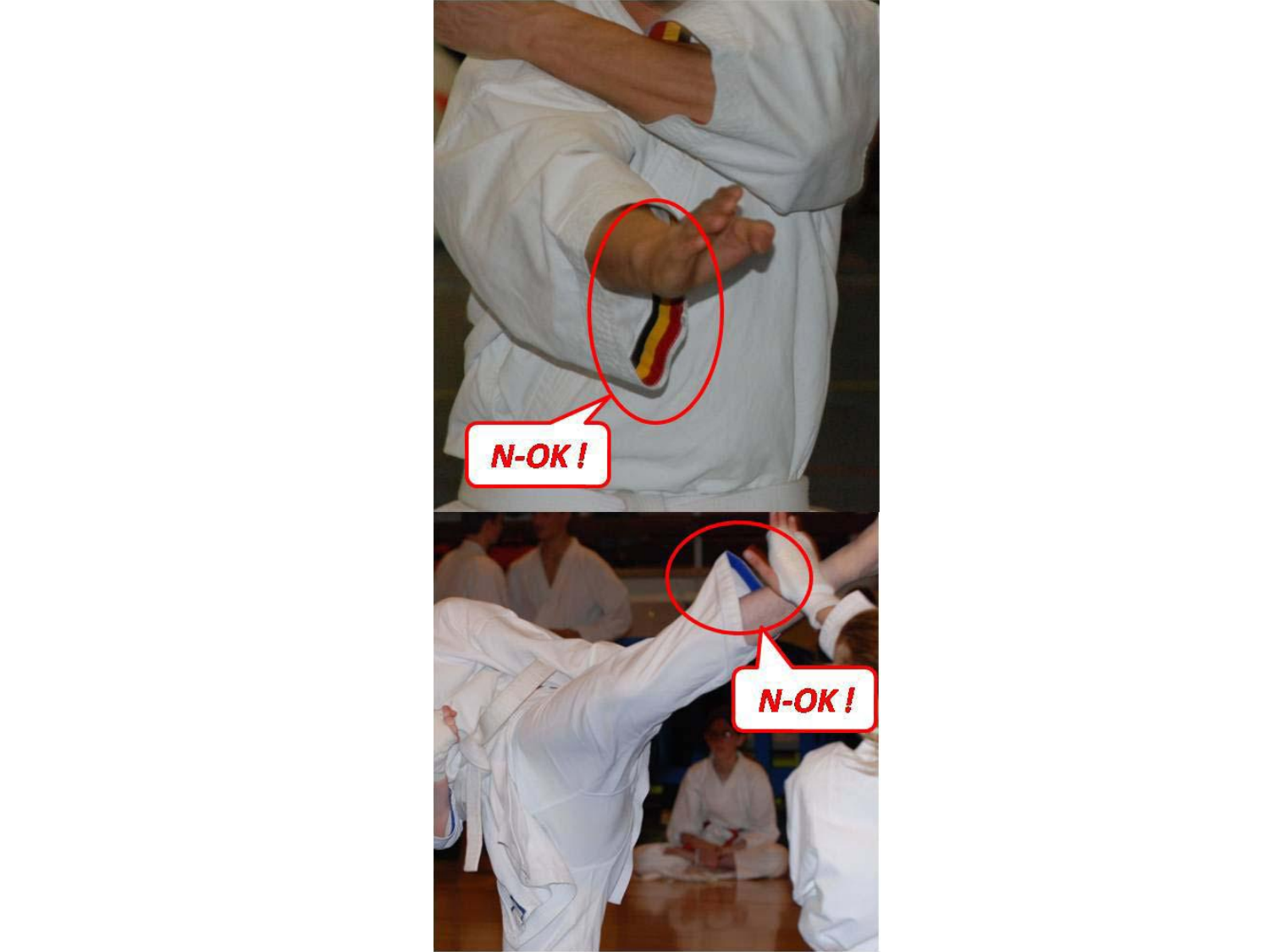N-OK !

N-OK !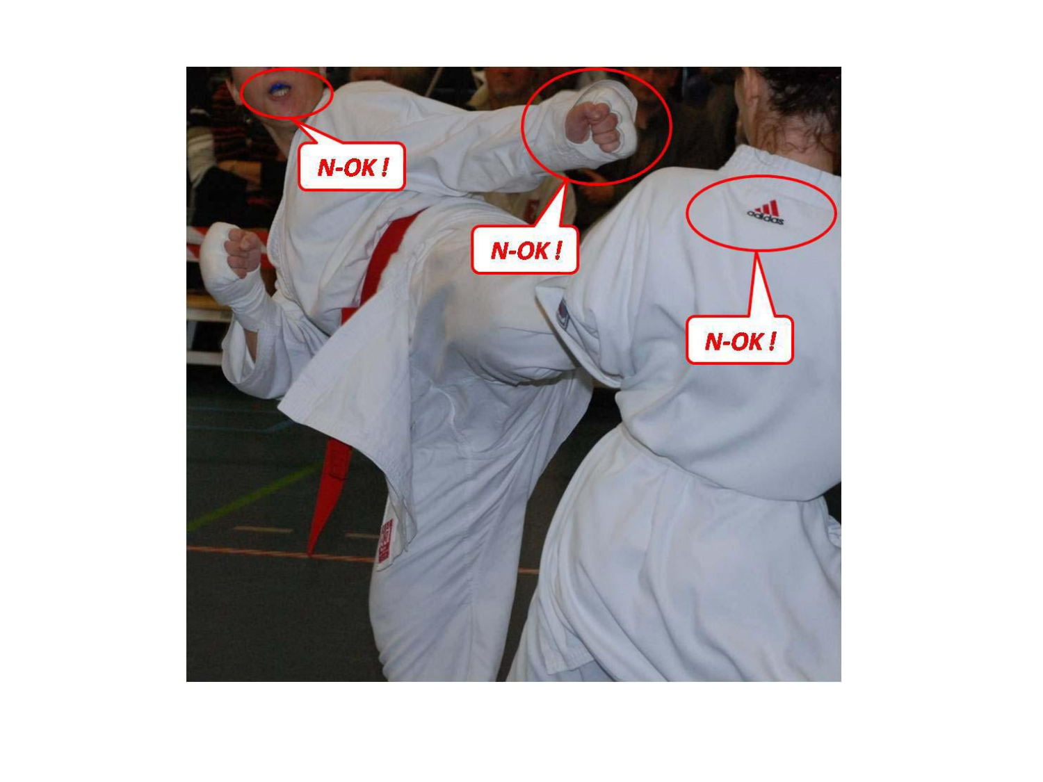N-OK !

N-OK !

N-OK !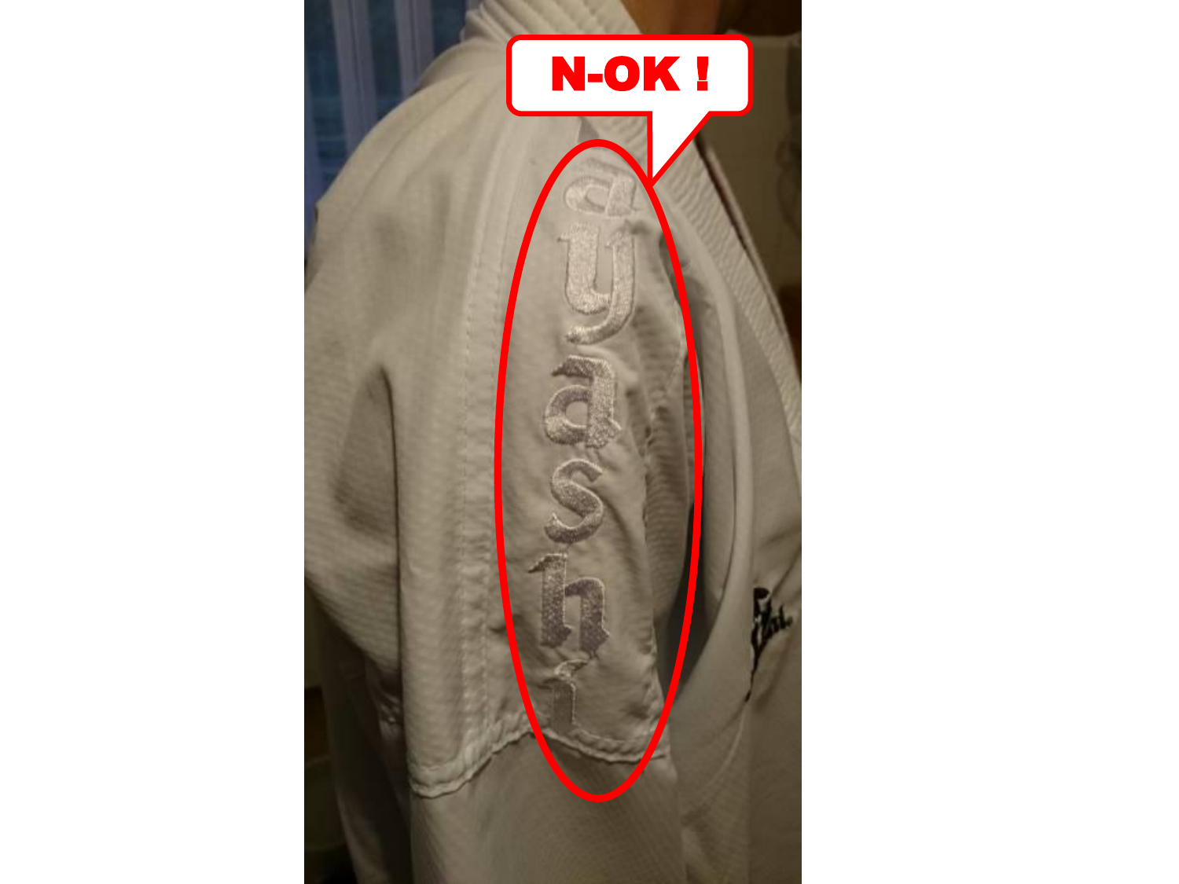**N-OK !**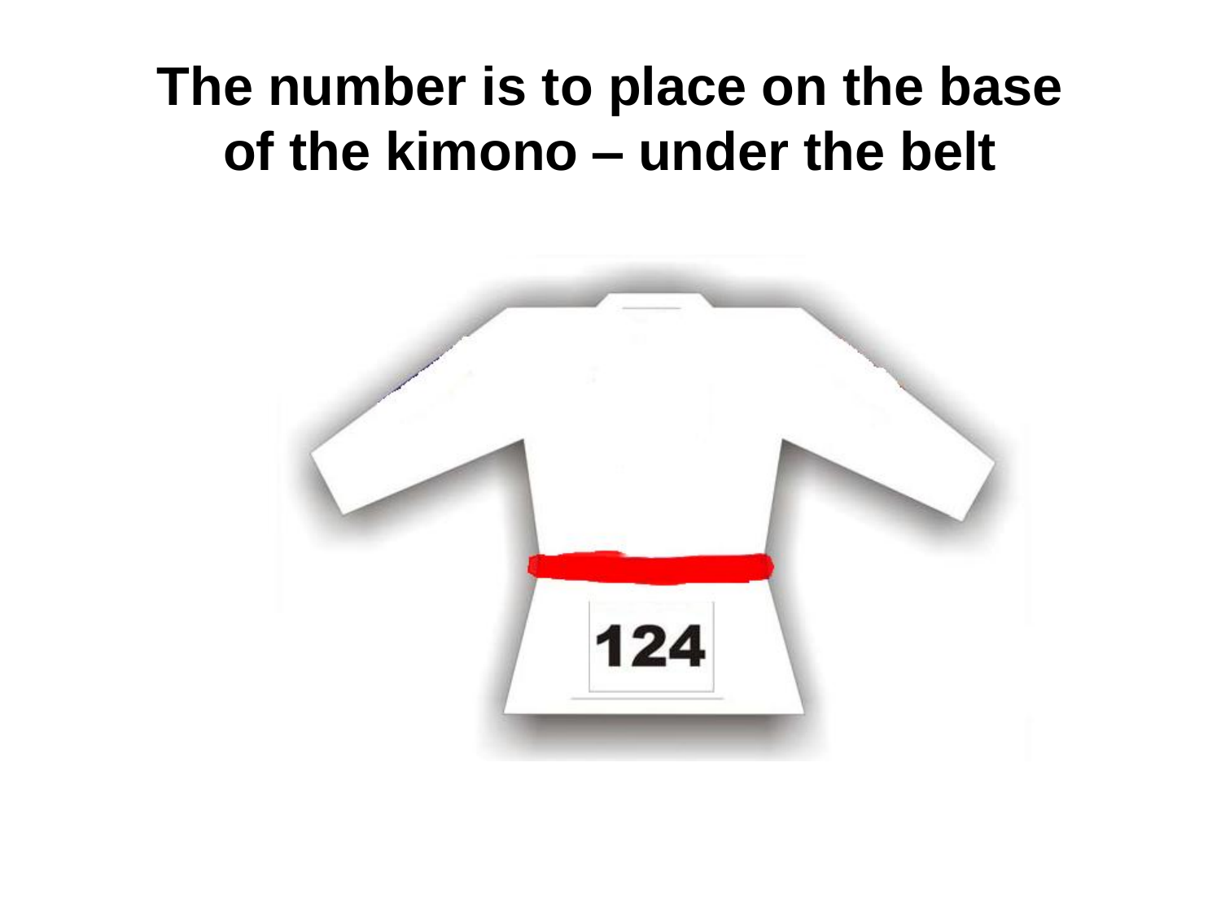# The number is to place on the base of the kimono – under the belt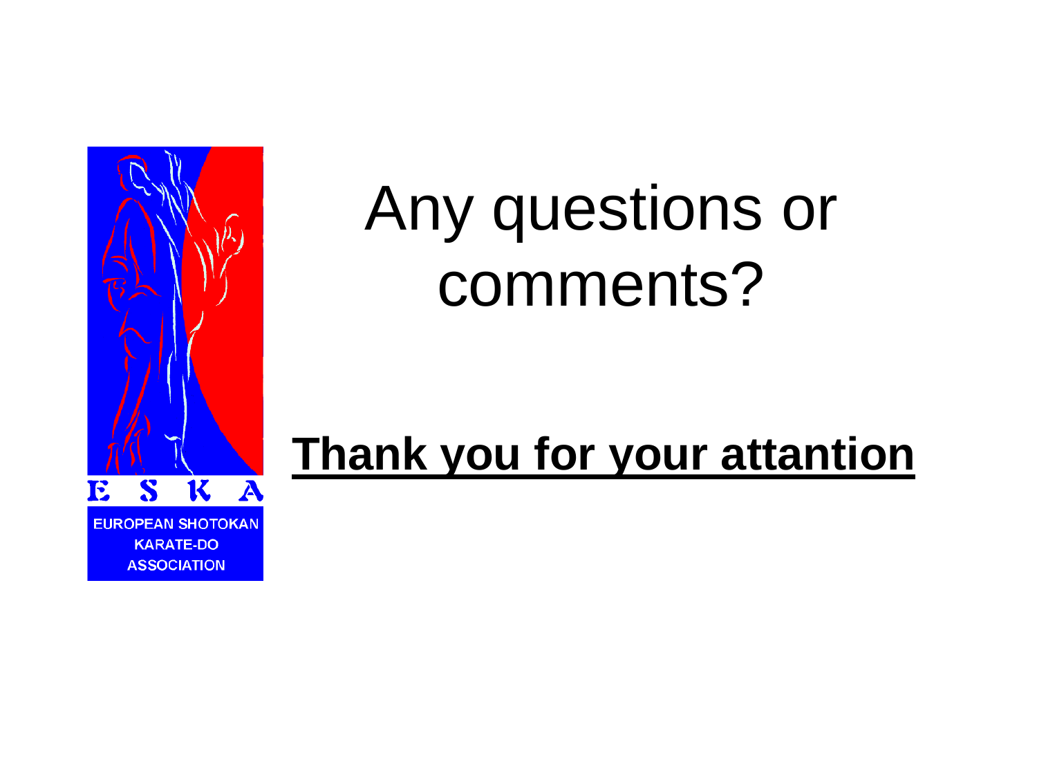ESKA

EUROPEAN SHOTOKAN KARATE-DO ASSOCIATION

# Any questions or comments?

**Thank you for your attantion**